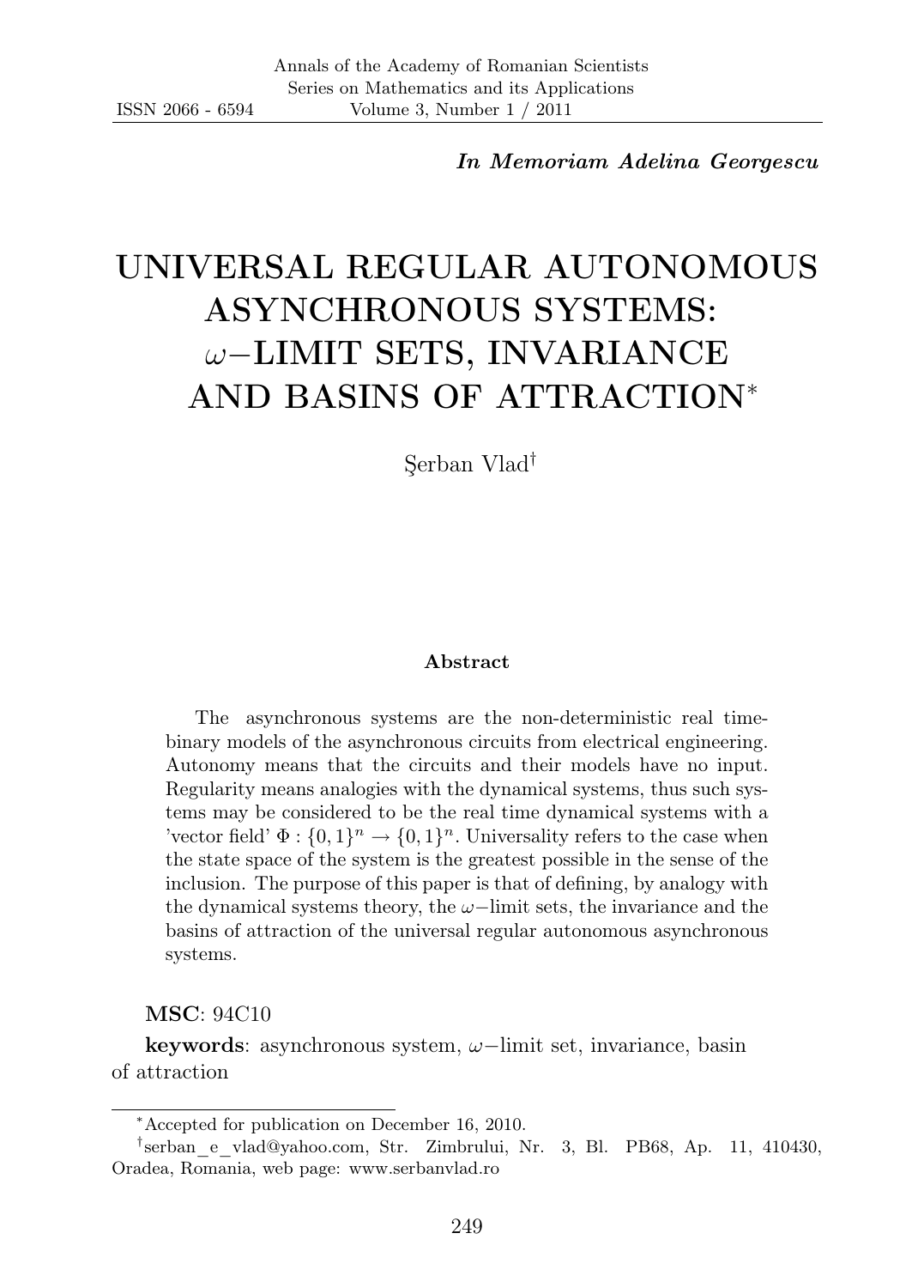*In Memoriam Adelina Georgescu*

# UNIVERSAL REGULAR AUTONOMOUS ASYNCHRONOUS SYSTEMS: $\omega-$LIMIT SETS, INVARIANCE AND BASINS OF ATTRACTION[*]

Şerban Vlad[†]

### Abstract

The asynchronous systems are the non-deterministic real time-binary models of the asynchronous circuits from electrical engineering. Autonomy means that the circuits and their models have no input. Regularity means analogies with the dynamical systems, thus such systems may be considered to be the real time dynamical systems with a 'vector field' $\Phi : \{0,1\}^n \rightarrow \{0,1\}^n$. Universality refers to the case when the state space of the system is the greatest possible in the sense of the inclusion. The purpose of this paper is that of defining, by analogy with the dynamical systems theory, the $\omega-$limit sets, the invariance and the basins of attraction of the universal regular autonomous asynchronous systems.

**MSC**: 94C10

**keywords**: asynchronous system, $\omega-$limit set, invariance, basin of attraction

---

[*]Accepted for publication on December 16, 2010.

[†]serban_e_vlad@yahoo.com, Str. Zimbrului, Nr. 3, Bl. PB68, Ap. 11, 410430, Oradea, Romania, web page: www.serbanvlad.ro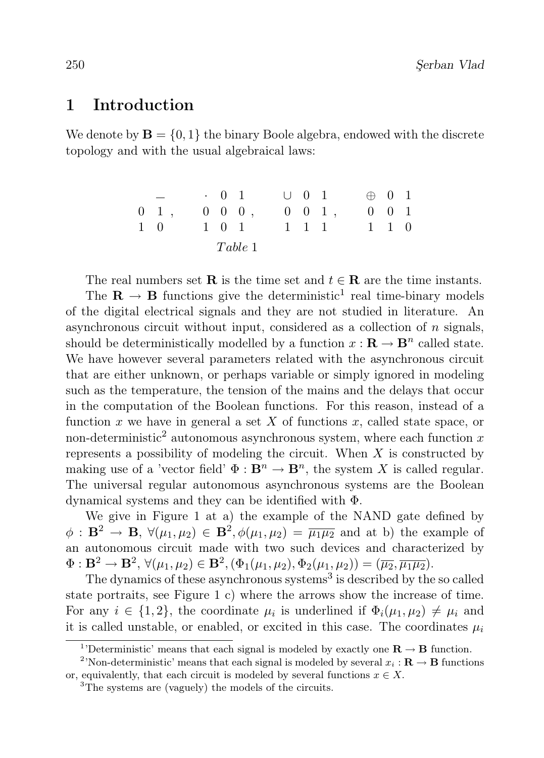## 1 Introduction

We denote by $\mathbf{B} = \{0, 1\}$ the binary Boole algebra, endowed with the discrete topology and with the usual algebraical laws:

$$
\begin{array}{cc} & \overline{\phantom{0}} \\ 0 & 1 \\ 1 & 0 \end{array}, \quad
\begin{array}{c|cc} \cdot & 0 & 1 \\ \hline 0 & 0 & 0 \\ 1 & 0 & 1 \end{array}, \quad
\begin{array}{c|cc} \cup & 0 & 1 \\ \hline 0 & 0 & 1 \\ 1 & 1 & 1 \end{array}, \quad
\begin{array}{c|cc} \oplus & 0 & 1 \\ \hline 0 & 0 & 1 \\ 1 & 1 & 0 \end{array}
$$

*Table* 1

The real numbers set $\mathbf{R}$ is the time set and $t \in \mathbf{R}$ are the time instants.

The $\mathbf{R} \to \mathbf{B}$ functions give the deterministic[1] real time-binary models of the digital electrical signals and they are not studied in literature. An asynchronous circuit without input, considered as a collection of $n$ signals, should be deterministically modelled by a function $x : \mathbf{R} \to \mathbf{B}^n$ called state. We have however several parameters related with the asynchronous circuit that are either unknown, or perhaps variable or simply ignored in modeling such as the temperature, the tension of the mains and the delays that occur in the computation of the Boolean functions. For this reason, instead of a function $x$ we have in general a set $X$ of functions $x$, called state space, or non-deterministic[2] autonomous asynchronous system, where each function $x$ represents a possibility of modeling the circuit. When $X$ is constructed by making use of a 'vector field' $\Phi : \mathbf{B}^n \to \mathbf{B}^n$, the system $X$ is called regular. The universal regular autonomous asynchronous systems are the Boolean dynamical systems and they can be identified with $\Phi$.

We give in Figure 1 at a) the example of the NAND gate defined by $\phi : \mathbf{B}^2 \to \mathbf{B}$, $\forall(\mu_1, \mu_2) \in \mathbf{B}^2, \phi(\mu_1, \mu_2) = \overline{\mu_1 \mu_2}$ and at b) the example of an autonomous circuit made with two such devices and characterized by $\Phi : \mathbf{B}^2 \to \mathbf{B}^2$, $\forall(\mu_1, \mu_2) \in \mathbf{B}^2, (\Phi_1(\mu_1, \mu_2), \Phi_2(\mu_1, \mu_2)) = (\overline{\mu_2}, \overline{\mu_1 \mu_2})$.

The dynamics of these asynchronous systems[3] is described by the so called state portraits, see Figure 1 c) where the arrows show the increase of time. For any $i \in \{1, 2\}$, the coordinate $\mu_i$ is underlined if $\Phi_i(\mu_1, \mu_2) \neq \mu_i$ and it is called unstable, or enabled, or excited in this case. The coordinates $\mu_i$

---

[1] 'Deterministic' means that each signal is modeled by exactly one $\mathbf{R} \to \mathbf{B}$ function.

[2] 'Non-deterministic' means that each signal is modeled by several $x_i : \mathbf{R} \to \mathbf{B}$ functions or, equivalently, that each circuit is modeled by several functions $x \in X$.

[3] The systems are (vaguely) the models of the circuits.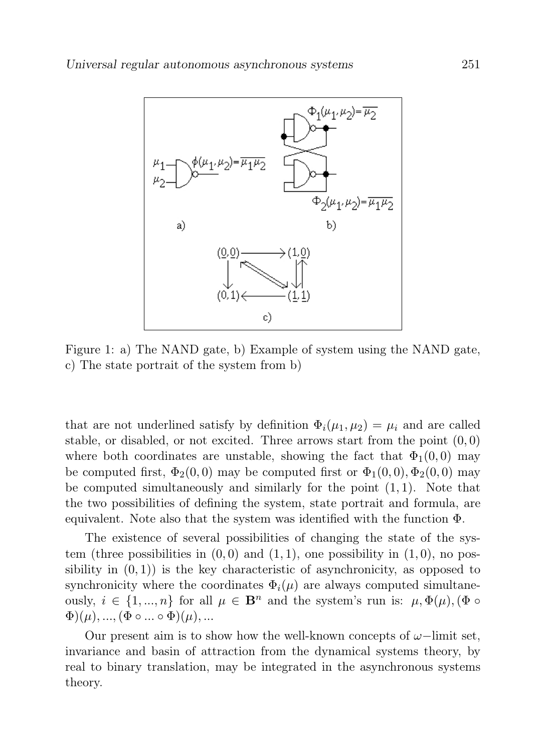Figure 1: a) The NAND gate, b) Example of system using the NAND gate, c) The state portrait of the system from b)

that are not underlined satisfy by definition $\Phi_i(\mu_1, \mu_2) = \mu_i$ and are called stable, or disabled, or not excited. Three arrows start from the point $(0, 0)$ where both coordinates are unstable, showing the fact that $\Phi_1(0, 0)$ may be computed first, $\Phi_2(0, 0)$ may be computed first or $\Phi_1(0, 0), \Phi_2(0, 0)$ may be computed simultaneously and similarly for the point $(1, 1)$. Note that the two possibilities of defining the system, state portrait and formula, are equivalent. Note also that the system was identified with the function $\Phi$.

The existence of several possibilities of changing the state of the system (three possibilities in $(0, 0)$ and $(1, 1)$, one possibility in $(1, 0)$, no possibility in $(0, 1)$) is the key characteristic of asynchronicity, as opposed to synchronicity where the coordinates $\Phi_i(\mu)$ are always computed simultaneously, $i \in \{1, ..., n\}$ for all $\mu \in \mathbf{B}^n$ and the system's run is: $\mu, \Phi(\mu), (\Phi \circ \Phi)(\mu), ..., (\Phi \circ ... \circ \Phi)(\mu), ...$

Our present aim is to show how the well-known concepts of $\omega-$limit set, invariance and basin of attraction from the dynamical systems theory, by real to binary translation, may be integrated in the asynchronous systems theory.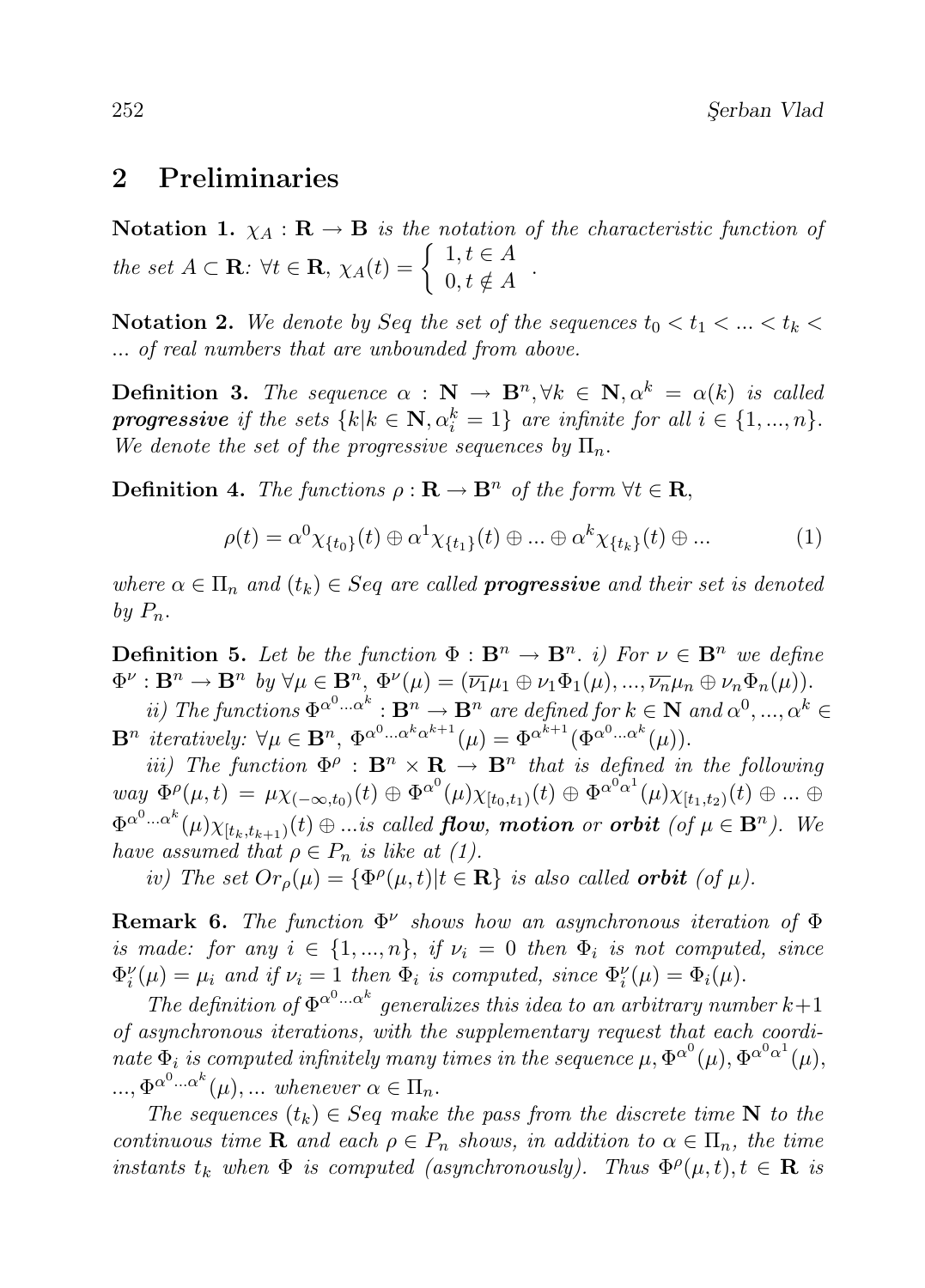## 2 Preliminaries

**Notation 1.** *$\chi_A : \mathbf{R} \to \mathbf{B}$ is the notation of the characteristic function of the set $A \subset \mathbf{R}$: $\forall t \in \mathbf{R}$, $\chi_A(t) = \begin{cases} 1, t \in A \\ 0, t \notin A \end{cases}$.*

**Notation 2.** *We denote by Seq the set of the sequences $t_0 < t_1 < ... < t_k < ...$ of real numbers that are unbounded from above.*

**Definition 3.** *The sequence $\alpha : \mathbf{N} \to \mathbf{B}^n, \forall k \in \mathbf{N}, \alpha^k = \alpha(k)$ is called* ***progressive*** *if the sets $\{k | k \in \mathbf{N}, \alpha_i^k = 1\}$ are infinite for all $i \in \{1, ..., n\}$. We denote the set of the progressive sequences by $\Pi_n$.*

**Definition 4.** *The functions $\rho : \mathbf{R} \to \mathbf{B}^n$ of the form $\forall t \in \mathbf{R}$,*

$$\rho(t) = \alpha^0 \chi_{\{t_0\}}(t) \oplus \alpha^1 \chi_{\{t_1\}}(t) \oplus ... \oplus \alpha^k \chi_{\{t_k\}}(t) \oplus ... \tag{1}$$

*where $\alpha \in \Pi_n$ and $(t_k) \in Seq$ are called* ***progressive*** *and their set is denoted by $P_n$.*

**Definition 5.** *Let be the function $\Phi : \mathbf{B}^n \to \mathbf{B}^n$. i) For $\nu \in \mathbf{B}^n$ we define $\Phi^\nu : \mathbf{B}^n \to \mathbf{B}^n$ by $\forall \mu \in \mathbf{B}^n$, $\Phi^\nu(\mu) = (\overline{\nu_1}\mu_1 \oplus \nu_1 \Phi_1(\mu), ..., \overline{\nu_n}\mu_n \oplus \nu_n \Phi_n(\mu))$.*

*ii) The functions $\Phi^{\alpha^0 ... \alpha^k} : \mathbf{B}^n \to \mathbf{B}^n$ are defined for $k \in \mathbf{N}$ and $\alpha^0, ..., \alpha^k \in \mathbf{B}^n$ iteratively: $\forall \mu \in \mathbf{B}^n$, $\Phi^{\alpha^0 ... \alpha^k \alpha^{k+1}}(\mu) = \Phi^{\alpha^{k+1}}(\Phi^{\alpha^0 ... \alpha^k}(\mu))$.*

*iii) The function $\Phi^\rho : \mathbf{B}^n \times \mathbf{R} \to \mathbf{B}^n$ that is defined in the following way $\Phi^\rho(\mu, t) = \mu \chi_{(-\infty, t_0)}(t) \oplus \Phi^{\alpha^0}(\mu) \chi_{[t_0, t_1)}(t) \oplus \Phi^{\alpha^0 \alpha^1}(\mu) \chi_{[t_1, t_2)}(t) \oplus ... \oplus \Phi^{\alpha^0 ... \alpha^k}(\mu) \chi_{[t_k, t_{k+1})}(t) \oplus ...$is called* ***flow, motion*** *or* ***orbit*** *(of $\mu \in \mathbf{B}^n$). We have assumed that $\rho \in P_n$ is like at (1).*

*iv) The set $Or_\rho(\mu) = \{\Phi^\rho(\mu, t) | t \in \mathbf{R}\}$ is also called* ***orbit*** *(of $\mu$).*

**Remark 6.** *The function $\Phi^\nu$ shows how an asynchronous iteration of $\Phi$ is made: for any $i \in \{1, ..., n\}$, if $\nu_i = 0$ then $\Phi_i$ is not computed, since $\Phi_i^\nu(\mu) = \mu_i$ and if $\nu_i = 1$ then $\Phi_i$ is computed, since $\Phi_i^\nu(\mu) = \Phi_i(\mu)$.*

*The definition of $\Phi^{\alpha^0 ... \alpha^k}$ generalizes this idea to an arbitrary number $k+1$ of asynchronous iterations, with the supplementary request that each coordinate $\Phi_i$ is computed infinitely many times in the sequence $\mu, \Phi^{\alpha^0}(\mu), \Phi^{\alpha^0 \alpha^1}(\mu), ..., \Phi^{\alpha^0 ... \alpha^k}(\mu), ...$ whenever $\alpha \in \Pi_n$.*

*The sequences $(t_k) \in Seq$ make the pass from the discrete time $\mathbf{N}$ to the continuous time $\mathbf{R}$ and each $\rho \in P_n$ shows, in addition to $\alpha \in \Pi_n$, the time instants $t_k$ when $\Phi$ is computed (asynchronously). Thus $\Phi^\rho(\mu, t), t \in \mathbf{R}$ is*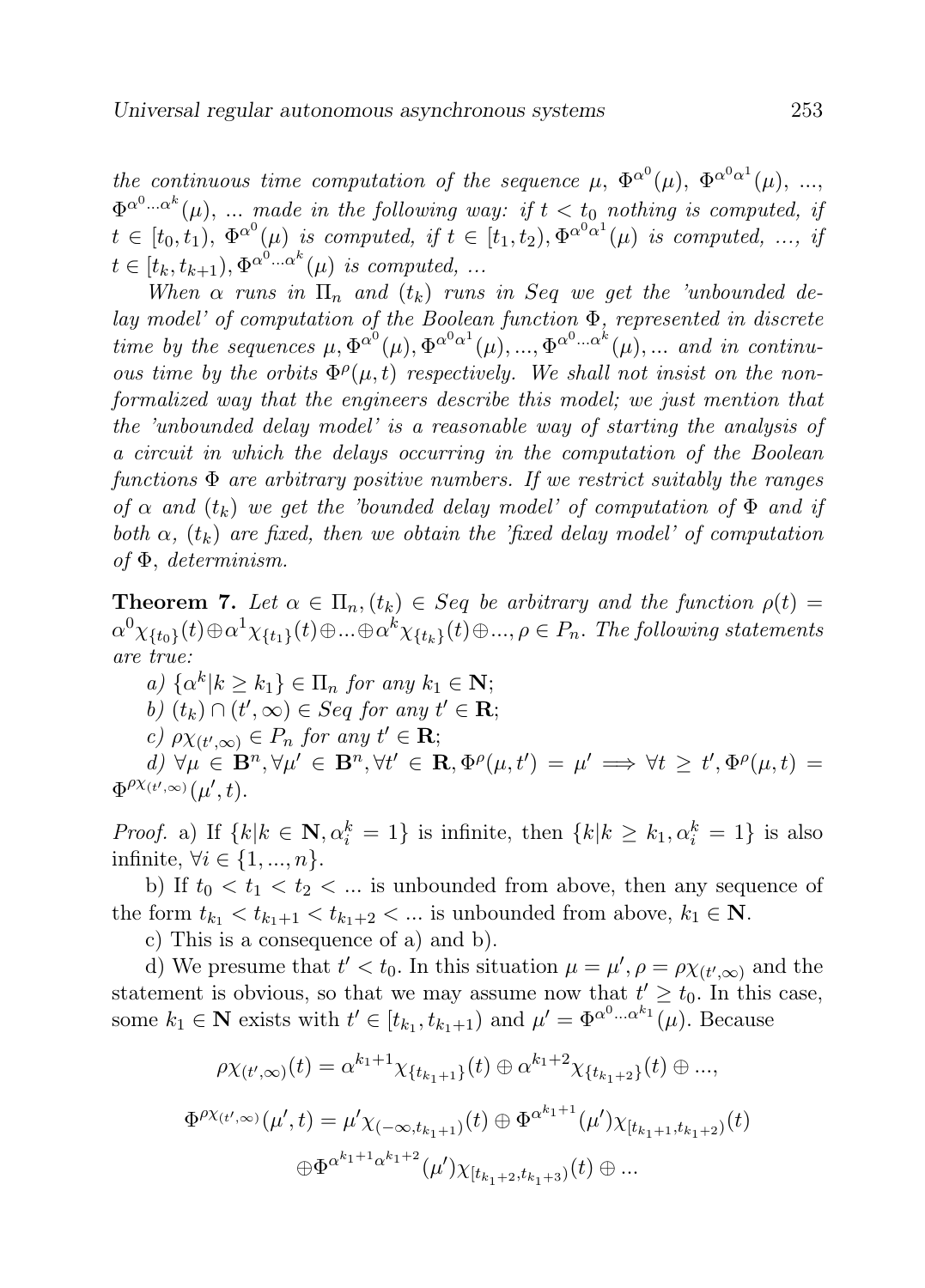*the continuous time computation of the sequence* $\mu$, $\Phi^{\alpha^0}(\mu)$, $\Phi^{\alpha^0\alpha^1}(\mu)$, ..., $\Phi^{\alpha^0...\alpha^k}(\mu)$, ... *made in the following way: if* $t < t_0$ *nothing is computed, if* $t \in [t_0, t_1)$, $\Phi^{\alpha^0}(\mu)$ *is computed, if* $t \in [t_1, t_2), \Phi^{\alpha^0\alpha^1}(\mu)$ *is computed, ..., if* $t \in [t_k, t_{k+1}), \Phi^{\alpha^0...\alpha^k}(\mu)$ *is computed, ...*

*When* $\alpha$ *runs in* $\Pi_n$ *and* $(t_k)$ *runs in* $Seq$ *we get the 'unbounded delay model' of computation of the Boolean function* $\Phi$*, represented in discrete time by the sequences* $\mu, \Phi^{\alpha^0}(\mu), \Phi^{\alpha^0\alpha^1}(\mu), ..., \Phi^{\alpha^0...\alpha^k}(\mu), ...$ *and in continuous time by the orbits* $\Phi^{\rho}(\mu, t)$ *respectively. We shall not insist on the non-formalized way that the engineers describe this model; we just mention that the 'unbounded delay model' is a reasonable way of starting the analysis of a circuit in which the delays occurring in the computation of the Boolean functions* $\Phi$ *are arbitrary positive numbers. If we restrict suitably the ranges of* $\alpha$ *and* $(t_k)$ *we get the 'bounded delay model' of computation of* $\Phi$ *and if both* $\alpha$*,* $(t_k)$ *are fixed, then we obtain the 'fixed delay model' of computation of* $\Phi$*, determinism.*

**Theorem 7.** *Let* $\alpha \in \Pi_n, (t_k) \in Seq$ *be arbitrary and the function* $\rho(t) = \alpha^0\chi_{\{t_0\}}(t) \oplus \alpha^1\chi_{\{t_1\}}(t) \oplus ... \oplus \alpha^k\chi_{\{t_k\}}(t) \oplus ..., \rho \in P_n$*. The following statements are true:*

*a)* $\{\alpha^k | k \geq k_1\} \in \Pi_n$ *for any* $k_1 \in \mathbf{N}$*;*

*b)* $(t_k) \cap (t', \infty) \in Seq$ *for any* $t' \in \mathbf{R}$*;*

*c)* $\rho\chi_{(t',\infty)} \in P_n$ *for any* $t' \in \mathbf{R}$*;*

*d)* $\forall \mu \in \mathbf{B}^n, \forall \mu' \in \mathbf{B}^n, \forall t' \in \mathbf{R}, \Phi^{\rho}(\mu, t') = \mu' \Longrightarrow \forall t \geq t', \Phi^{\rho}(\mu, t) = \Phi^{\rho\chi_{(t',\infty)}}(\mu', t)$*.*

*Proof.* a) If $\{k | k \in \mathbf{N}, \alpha_i^k = 1\}$ is infinite, then $\{k | k \geq k_1, \alpha_i^k = 1\}$ is also infinite, $\forall i \in \{1, ..., n\}$.

b) If $t_0 < t_1 < t_2 < ...$ is unbounded from above, then any sequence of the form $t_{k_1} < t_{k_1+1} < t_{k_1+2} < ...$ is unbounded from above, $k_1 \in \mathbf{N}$.

c) This is a consequence of a) and b).

d) We presume that $t' < t_0$. In this situation $\mu = \mu', \rho = \rho\chi_{(t',\infty)}$ and the statement is obvious, so that we may assume now that $t' \geq t_0$. In this case, some $k_1 \in \mathbf{N}$ exists with $t' \in [t_{k_1}, t_{k_1+1})$ and $\mu' = \Phi^{\alpha^0...\alpha^{k_1}}(\mu)$. Because

$$\rho\chi_{(t',\infty)}(t) = \alpha^{k_1+1}\chi_{\{t_{k_1+1}\}}(t) \oplus \alpha^{k_1+2}\chi_{\{t_{k_1+2}\}}(t) \oplus ...,$$

$$\Phi^{\rho\chi_{(t',\infty)}}(\mu', t) = \mu'\chi_{(-\infty, t_{k_1+1})}(t) \oplus \Phi^{\alpha^{k_1+1}}(\mu')\chi_{[t_{k_1+1}, t_{k_1+2})}(t)$$

$$\oplus \Phi^{\alpha^{k_1+1}\alpha^{k_1+2}}(\mu')\chi_{[t_{k_1+2}, t_{k_1+3})}(t) \oplus ...$$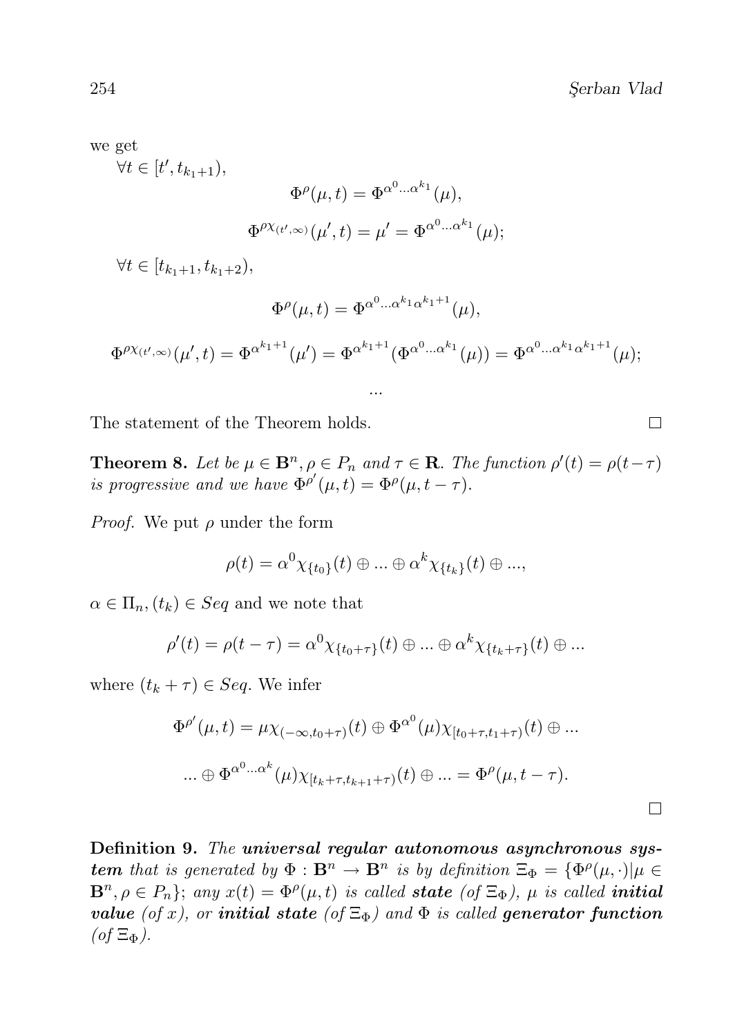we get

$\forall t \in [t', t_{k_1+1})$,

$$\Phi^{\rho}(\mu, t) = \Phi^{\alpha^0 ... \alpha^{k_1}}(\mu),$$

$$\Phi^{\rho\chi_{(t',\infty)}}(\mu', t) = \mu' = \Phi^{\alpha^0 ... \alpha^{k_1}}(\mu);$$

$\forall t \in [t_{k_1+1}, t_{k_1+2})$,

$$\Phi^{\rho}(\mu, t) = \Phi^{\alpha^0 ... \alpha^{k_1} \alpha^{k_1+1}}(\mu),$$

$$\Phi^{\rho\chi_{(t',\infty)}}(\mu', t) = \Phi^{\alpha^{k_1+1}}(\mu') = \Phi^{\alpha^{k_1+1}}(\Phi^{\alpha^0 ... \alpha^{k_1}}(\mu)) = \Phi^{\alpha^0 ... \alpha^{k_1} \alpha^{k_1+1}}(\mu);$$

...

The statement of the Theorem holds. $\square$

**Theorem 8.** *Let be $\mu \in \mathbf{B}^n, \rho \in P_n$ and $\tau \in \mathbf{R}$. The function $\rho'(t) = \rho(t-\tau)$ is progressive and we have $\Phi^{\rho'}(\mu, t) = \Phi^{\rho}(\mu, t-\tau)$.*

*Proof.* We put $\rho$ under the form

$$\rho(t) = \alpha^0 \chi_{\{t_0\}}(t) \oplus ... \oplus \alpha^k \chi_{\{t_k\}}(t) \oplus ...,$$

$\alpha \in \Pi_n, (t_k) \in Seq$ and we note that

$$\rho'(t) = \rho(t-\tau) = \alpha^0 \chi_{\{t_0+\tau\}}(t) \oplus ... \oplus \alpha^k \chi_{\{t_k+\tau\}}(t) \oplus ...$$

where $(t_k + \tau) \in Seq$. We infer

$$\Phi^{\rho'}(\mu, t) = \mu \chi_{(-\infty, t_0+\tau)}(t) \oplus \Phi^{\alpha^0}(\mu) \chi_{[t_0+\tau, t_1+\tau)}(t) \oplus ...$$

$$... \oplus \Phi^{\alpha^0 ... \alpha^k}(\mu) \chi_{[t_k+\tau, t_{k+1}+\tau)}(t) \oplus ... = \Phi^{\rho}(\mu, t-\tau).$$

$\square$

**Definition 9.** *The **universal regular autonomous asynchronous system** that is generated by $\Phi : \mathbf{B}^n \to \mathbf{B}^n$ is by definition $\Xi_\Phi = \{\Phi^{\rho}(\mu, \cdot) | \mu \in \mathbf{B}^n, \rho \in P_n\}$; any $x(t) = \Phi^{\rho}(\mu, t)$ is called **state** (of $\Xi_\Phi$), $\mu$ is called **initial value** (of $x$), or **initial state** (of $\Xi_\Phi$) and $\Phi$ is called **generator function** (of $\Xi_\Phi$).*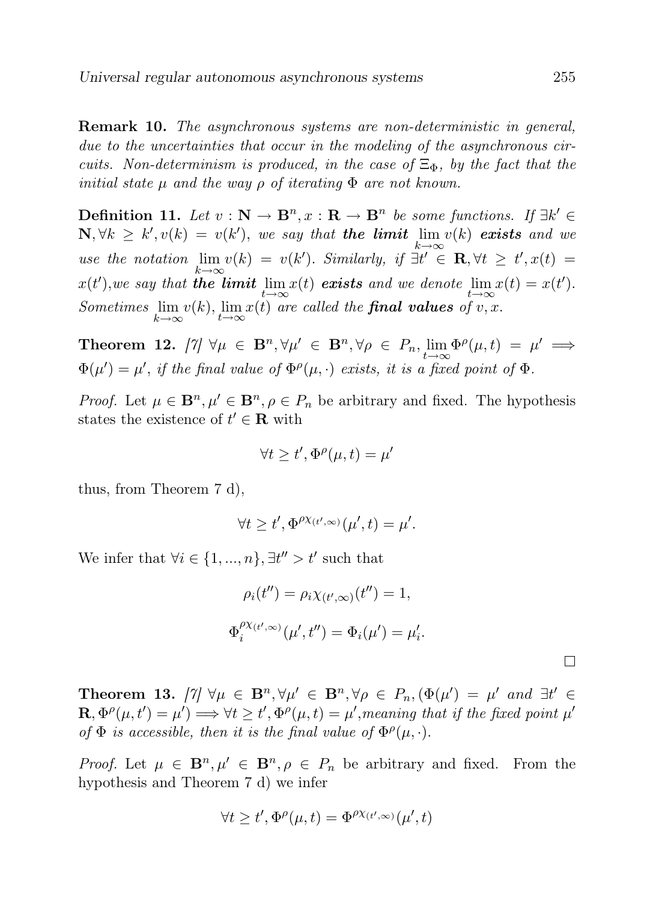**Remark 10.** *The asynchronous systems are non-deterministic in general, due to the uncertainties that occur in the modeling of the asynchronous circuits. Non-determinism is produced, in the case of $\Xi_\Phi$, by the fact that the initial state $\mu$ and the way $\rho$ of iterating $\Phi$ are not known.*

**Definition 11.** *Let $v : \mathbf{N} \to \mathbf{B}^n, x : \mathbf{R} \to \mathbf{B}^n$ be some functions. If $\exists k' \in \mathbf{N}, \forall k \geq k', v(k) = v(k')$, we say that **the limit** $\lim\limits_{k\to\infty} v(k)$ **exists** and we use the notation $\lim\limits_{k\to\infty} v(k) = v(k')$. Similarly, if $\exists t' \in \mathbf{R}, \forall t \geq t', x(t) = x(t')$,we say that **the limit** $\lim\limits_{t\to\infty} x(t)$ **exists** and we denote $\lim\limits_{t\to\infty} x(t) = x(t')$. Sometimes $\lim\limits_{k\to\infty} v(k), \lim\limits_{t\to\infty} x(t)$ are called the **final values** of $v, x$.*

**Theorem 12.** *[7] $\forall \mu \in \mathbf{B}^n, \forall \mu' \in \mathbf{B}^n, \forall \rho \in P_n, \lim\limits_{t\to\infty} \Phi^\rho(\mu, t) = \mu' \Longrightarrow \Phi(\mu') = \mu'$, if the final value of $\Phi^\rho(\mu, \cdot)$ exists, it is a fixed point of $\Phi$.*

*Proof.* Let $\mu \in \mathbf{B}^n, \mu' \in \mathbf{B}^n, \rho \in P_n$ be arbitrary and fixed. The hypothesis states the existence of $t' \in \mathbf{R}$ with

$$\forall t \geq t', \Phi^\rho(\mu, t) = \mu'$$

thus, from Theorem 7 d),

$$\forall t \geq t', \Phi^{\rho\chi_{(t',\infty)}}(\mu', t) = \mu'.$$

We infer that $\forall i \in \{1, ..., n\}, \exists t'' > t'$ such that

$$\rho_i(t'') = \rho_i\chi_{(t',\infty)}(t'') = 1,$$

$$\Phi_i^{\rho\chi_{(t',\infty)}}(\mu', t'') = \Phi_i(\mu') = \mu'_i.$$

□

**Theorem 13.** *[7] $\forall \mu \in \mathbf{B}^n, \forall \mu' \in \mathbf{B}^n, \forall \rho \in P_n, (\Phi(\mu') = \mu'$ and $\exists t' \in \mathbf{R}, \Phi^\rho(\mu, t') = \mu') \Longrightarrow \forall t \geq t', \Phi^\rho(\mu, t) = \mu'$,meaning that if the fixed point $\mu'$ of $\Phi$ is accessible, then it is the final value of $\Phi^\rho(\mu, \cdot)$.*

*Proof.* Let $\mu \in \mathbf{B}^n, \mu' \in \mathbf{B}^n, \rho \in P_n$ be arbitrary and fixed. From the hypothesis and Theorem 7 d) we infer

$$\forall t \geq t', \Phi^\rho(\mu, t) = \Phi^{\rho\chi_{(t',\infty)}}(\mu', t)$$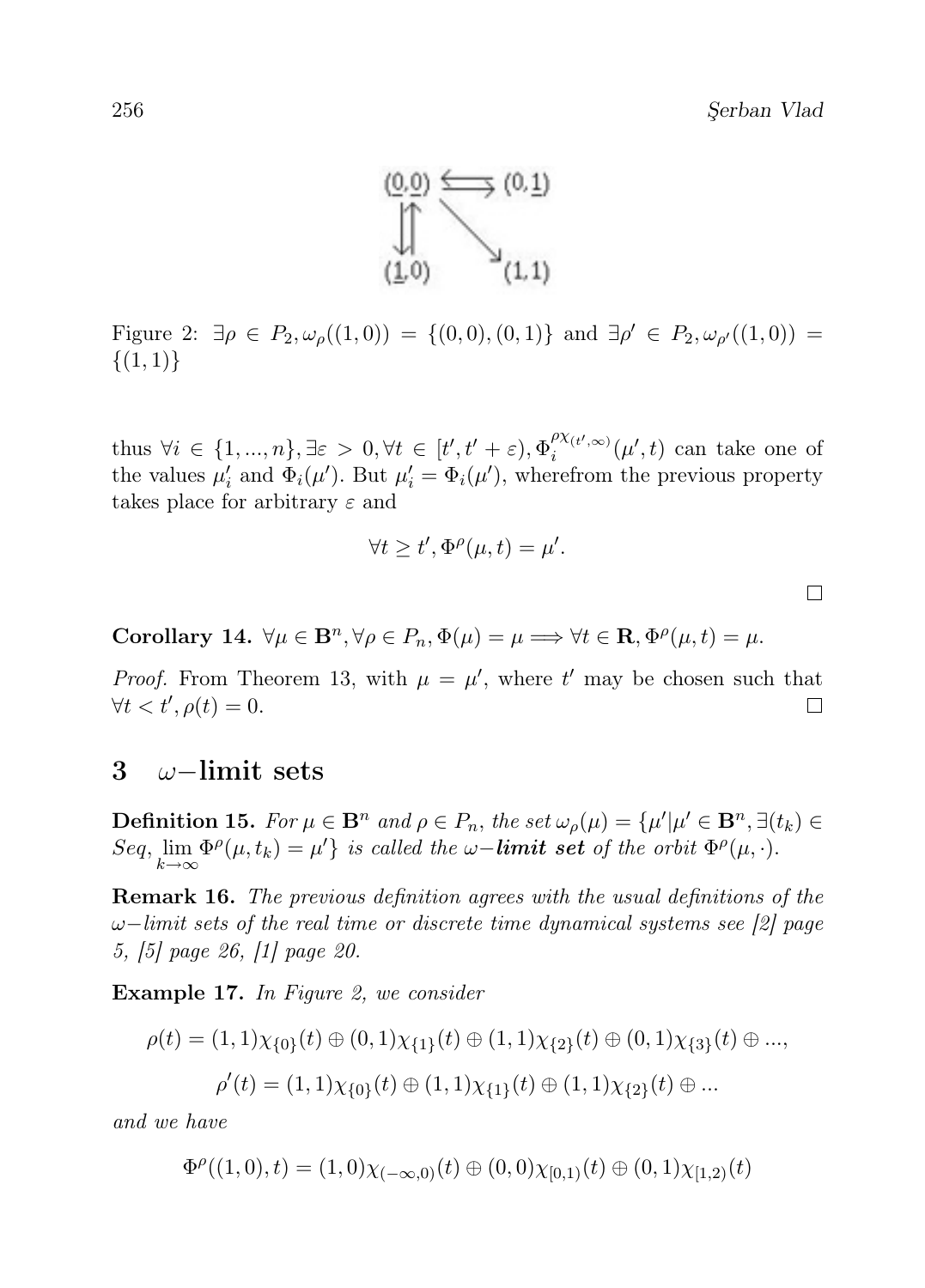Figure 2: $\exists \rho \in P_2, \omega_\rho((1,0)) = \{(0,0),(0,1)\}$ and $\exists \rho' \in P_2, \omega_{\rho'}((1,0)) = \{(1,1)\}$

thus $\forall i \in \{1,...,n\}, \exists \varepsilon > 0, \forall t \in [t', t'+\varepsilon), \Phi_i^{\rho\chi_{(t',\infty)}}(\mu', t)$ can take one of the values $\mu'_i$ and $\Phi_i(\mu')$. But $\mu'_i = \Phi_i(\mu')$, wherefrom the previous property takes place for arbitrary $\varepsilon$ and

$$\forall t \geq t', \Phi^\rho(\mu, t) = \mu'.$$

□

**Corollary 14.** $\forall \mu \in \mathbf{B}^n, \forall \rho \in P_n, \Phi(\mu) = \mu \Longrightarrow \forall t \in \mathbf{R}, \Phi^\rho(\mu, t) = \mu.$

*Proof.* From Theorem 13, with $\mu = \mu'$, where $t'$ may be chosen such that $\forall t < t', \rho(t) = 0$. □

## 3 $\omega-$limit sets

**Definition 15.** *For $\mu \in \mathbf{B}^n$ and $\rho \in P_n$, the set $\omega_\rho(\mu) = \{\mu' | \mu' \in \mathbf{B}^n, \exists (t_k) \in Seq, \lim_{k\to\infty} \Phi^\rho(\mu, t_k) = \mu'\}$ is called the $\omega-$**limit set** of the orbit $\Phi^\rho(\mu, \cdot)$.*

**Remark 16.** *The previous definition agrees with the usual definitions of the $\omega-$limit sets of the real time or discrete time dynamical systems see [2] page 5, [5] page 26, [1] page 20.*

**Example 17.** *In Figure 2, we consider*

$$\rho(t) = (1,1)\chi_{\{0\}}(t) \oplus (0,1)\chi_{\{1\}}(t) \oplus (1,1)\chi_{\{2\}}(t) \oplus (0,1)\chi_{\{3\}}(t) \oplus ...,$$

$$\rho'(t) = (1,1)\chi_{\{0\}}(t) \oplus (1,1)\chi_{\{1\}}(t) \oplus (1,1)\chi_{\{2\}}(t) \oplus ...$$

*and we have*

$$\Phi^\rho((1,0), t) = (1,0)\chi_{(-\infty,0)}(t) \oplus (0,0)\chi_{[0,1)}(t) \oplus (0,1)\chi_{[1,2)}(t)$$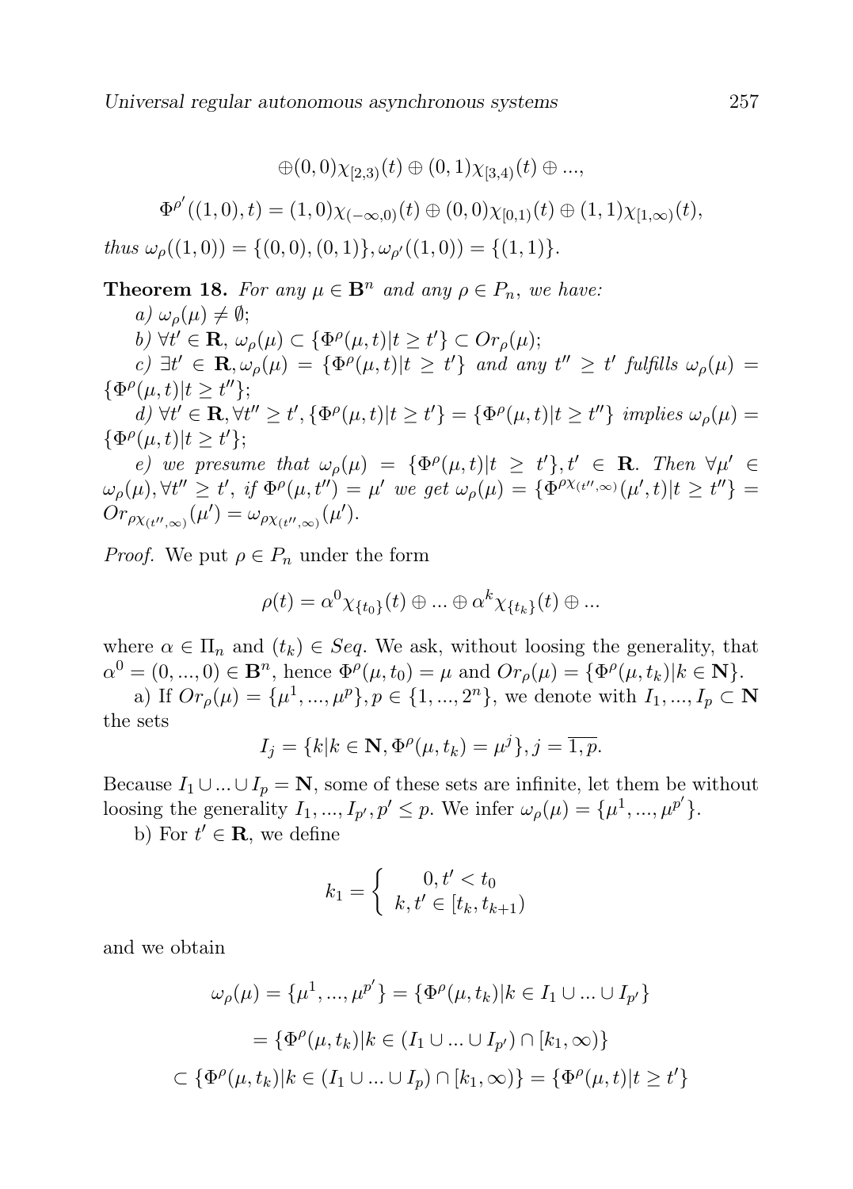$$\oplus(0,0)\chi_{[2,3)}(t) \oplus (0,1)\chi_{[3,4)}(t) \oplus ...,$$

$$\Phi^{\rho'}((1,0),t) = (1,0)\chi_{(-\infty,0)}(t) \oplus (0,0)\chi_{[0,1)}(t) \oplus (1,1)\chi_{[1,\infty)}(t),$$

*thus* $\omega_\rho((1,0)) = \{(0,0),(0,1)\}, \omega_{\rho'}((1,0)) = \{(1,1)\}$.

**Theorem 18.** *For any* $\mu \in \mathbf{B}^n$ *and any* $\rho \in P_n$*, we have:*

*a)* $\omega_\rho(\mu) \neq \emptyset$;

*b)* $\forall t' \in \mathbf{R}$, $\omega_\rho(\mu) \subset \{\Phi^\rho(\mu,t) | t \geq t'\} \subset Or_\rho(\mu)$;

*c)* $\exists t' \in \mathbf{R}, \omega_\rho(\mu) = \{\Phi^\rho(\mu,t) | t \geq t'\}$ *and any* $t'' \geq t'$ *fulfills* $\omega_\rho(\mu) = \{\Phi^\rho(\mu,t) | t \geq t''\}$;

*d)* $\forall t' \in \mathbf{R}, \forall t'' \geq t', \{\Phi^\rho(\mu,t) | t \geq t'\} = \{\Phi^\rho(\mu,t) | t \geq t''\}$ *implies* $\omega_\rho(\mu) = \{\Phi^\rho(\mu,t) | t \geq t'\}$;

*e) we presume that* $\omega_\rho(\mu) = \{\Phi^\rho(\mu,t) | t \geq t'\}, t' \in \mathbf{R}$. *Then* $\forall \mu' \in \omega_\rho(\mu), \forall t'' \geq t'$, *if* $\Phi^\rho(\mu,t'') = \mu'$ *we get* $\omega_\rho(\mu) = \{\Phi^{\rho\chi_{(t'',\infty)}}(\mu',t) | t \geq t''\} = Or_{\rho\chi_{(t'',\infty)}}(\mu') = \omega_{\rho\chi_{(t'',\infty)}}(\mu')$.

*Proof.* We put $\rho \in P_n$ under the form

$$\rho(t) = \alpha^0 \chi_{\{t_0\}}(t) \oplus ... \oplus \alpha^k \chi_{\{t_k\}}(t) \oplus ...$$

where $\alpha \in \Pi_n$ and $(t_k) \in Seq$. We ask, without loosing the generality, that $\alpha^0 = (0,...,0) \in \mathbf{B}^n$, hence $\Phi^\rho(\mu,t_0) = \mu$ and $Or_\rho(\mu) = \{\Phi^\rho(\mu,t_k) | k \in \mathbf{N}\}$.

a) If $Or_\rho(\mu) = \{\mu^1,...,\mu^p\}, p \in \{1,...,2^n\}$, we denote with $I_1,...,I_p \subset \mathbf{N}$ the sets

$$I_j = \{k | k \in \mathbf{N}, \Phi^\rho(\mu,t_k) = \mu^j\}, j = \overline{1,p}.$$

Because $I_1 \cup ... \cup I_p = \mathbf{N}$, some of these sets are infinite, let them be without loosing the generality $I_1,...,I_{p'}, p' \leq p$. We infer $\omega_\rho(\mu) = \{\mu^1,...,\mu^{p'}\}$.

b) For $t' \in \mathbf{R}$, we define

$$k_1 = \begin{cases} 0, t' < t_0 \\ k, t' \in [t_k, t_{k+1}) \end{cases}$$

and we obtain

$$\omega_\rho(\mu) = \{\mu^1,...,\mu^{p'}\} = \{\Phi^\rho(\mu,t_k) | k \in I_1 \cup ... \cup I_{p'}\}$$

$$= \{\Phi^\rho(\mu,t_k) | k \in (I_1 \cup ... \cup I_{p'}) \cap [k_1,\infty)\}$$

$$\subset \{\Phi^\rho(\mu,t_k) | k \in (I_1 \cup ... \cup I_p) \cap [k_1,\infty)\} = \{\Phi^\rho(\mu,t) | t \geq t'\}$$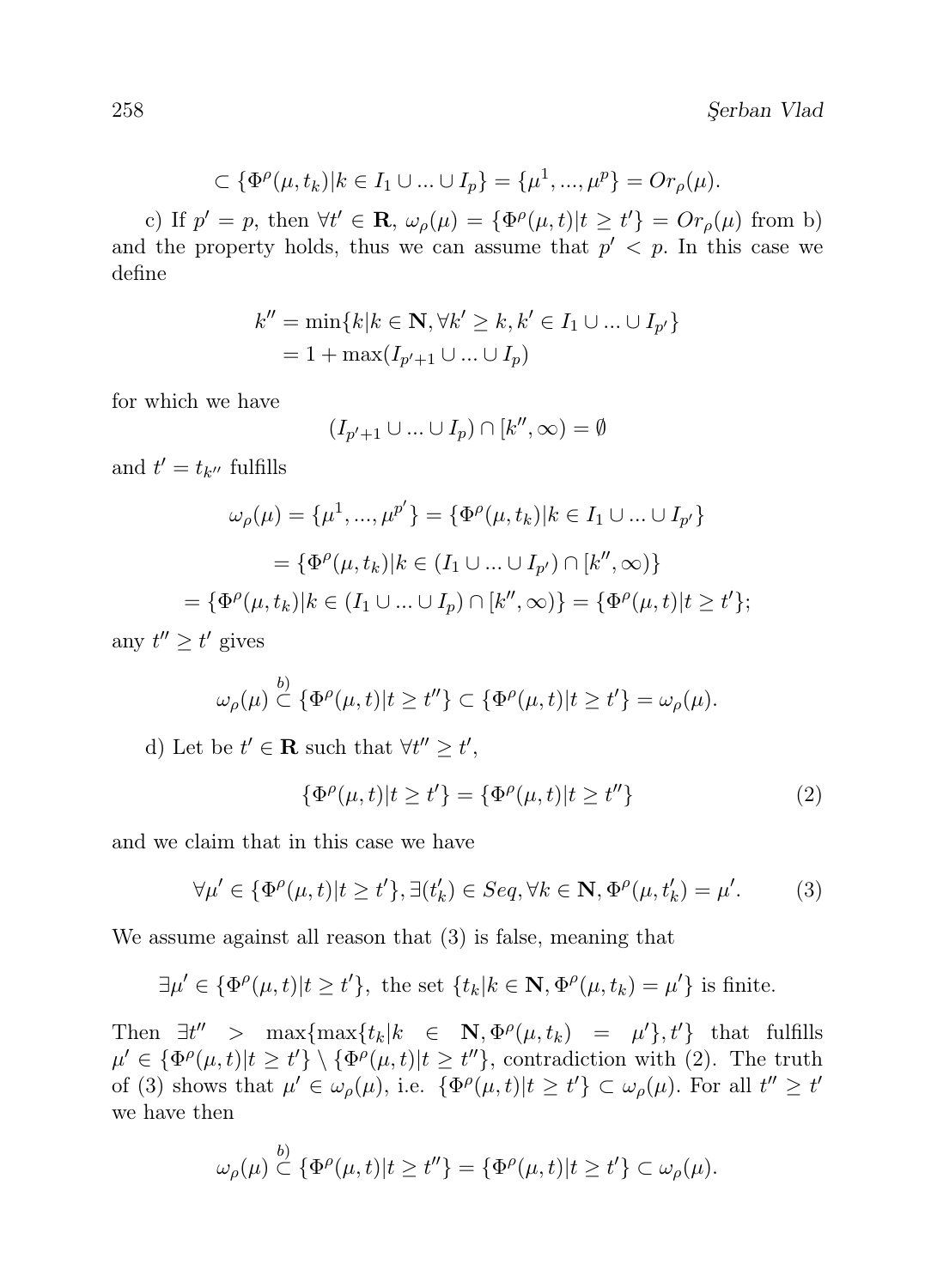$$\subset \{\Phi^\rho(\mu,t_k)|k \in I_1 \cup ... \cup I_p\} = \{\mu^1,...,\mu^p\} = Or_\rho(\mu).$$

c) If $p' = p$, then $\forall t' \in \mathbf{R}$, $\omega_\rho(\mu) = \{\Phi^\rho(\mu,t)|t \geq t'\} = Or_\rho(\mu)$ from b) and the property holds, thus we can assume that $p' < p$. In this case we define

$$k'' = \min\{k|k \in \mathbf{N}, \forall k' \geq k, k' \in I_1 \cup ... \cup I_{p'}\}$$
$$= 1 + \max(I_{p'+1} \cup ... \cup I_p)$$

for which we have

$$(I_{p'+1} \cup ... \cup I_p) \cap [k'', \infty) = \emptyset$$

and $t' = t_{k''}$ fulfills

$$\omega_\rho(\mu) = \{\mu^1,...,\mu^{p'}\} = \{\Phi^\rho(\mu,t_k)|k \in I_1 \cup ... \cup I_{p'}\}$$
$$= \{\Phi^\rho(\mu,t_k)|k \in (I_1 \cup ... \cup I_{p'}) \cap [k'',\infty)\}$$
$$= \{\Phi^\rho(\mu,t_k)|k \in (I_1 \cup ... \cup I_p) \cap [k'',\infty)\} = \{\Phi^\rho(\mu,t)|t \geq t'\};$$

any $t'' \geq t'$ gives

$$\omega_\rho(\mu) \overset{b)}{\subset} \{\Phi^\rho(\mu,t)|t \geq t''\} \subset \{\Phi^\rho(\mu,t)|t \geq t'\} = \omega_\rho(\mu).$$

d) Let be $t' \in \mathbf{R}$ such that $\forall t'' \geq t'$,

$$\{\Phi^\rho(\mu,t)|t \geq t'\} = \{\Phi^\rho(\mu,t)|t \geq t''\} \tag{2}$$

and we claim that in this case we have

$$\forall \mu' \in \{\Phi^\rho(\mu,t)|t \geq t'\}, \exists (t'_k) \in Seq, \forall k \in \mathbf{N}, \Phi^\rho(\mu,t'_k) = \mu'. \tag{3}$$

We assume against all reason that (3) is false, meaning that

$$\exists \mu' \in \{\Phi^\rho(\mu,t)|t \geq t'\}, \text{ the set } \{t_k|k \in \mathbf{N}, \Phi^\rho(\mu,t_k) = \mu'\} \text{ is finite.}$$

Then $\exists t'' > \max\{\max\{t_k|k \in \mathbf{N}, \Phi^\rho(\mu,t_k) = \mu'\}, t'\}$ that fulfills $\mu' \in \{\Phi^\rho(\mu,t)|t \geq t'\} \setminus \{\Phi^\rho(\mu,t)|t \geq t''\}$, contradiction with (2). The truth of (3) shows that $\mu' \in \omega_\rho(\mu)$, i.e. $\{\Phi^\rho(\mu,t)|t \geq t'\} \subset \omega_\rho(\mu)$. For all $t'' \geq t'$ we have then

$$\omega_\rho(\mu) \overset{b)}{\subset} \{\Phi^\rho(\mu,t)|t \geq t''\} = \{\Phi^\rho(\mu,t)|t \geq t'\} \subset \omega_\rho(\mu).$$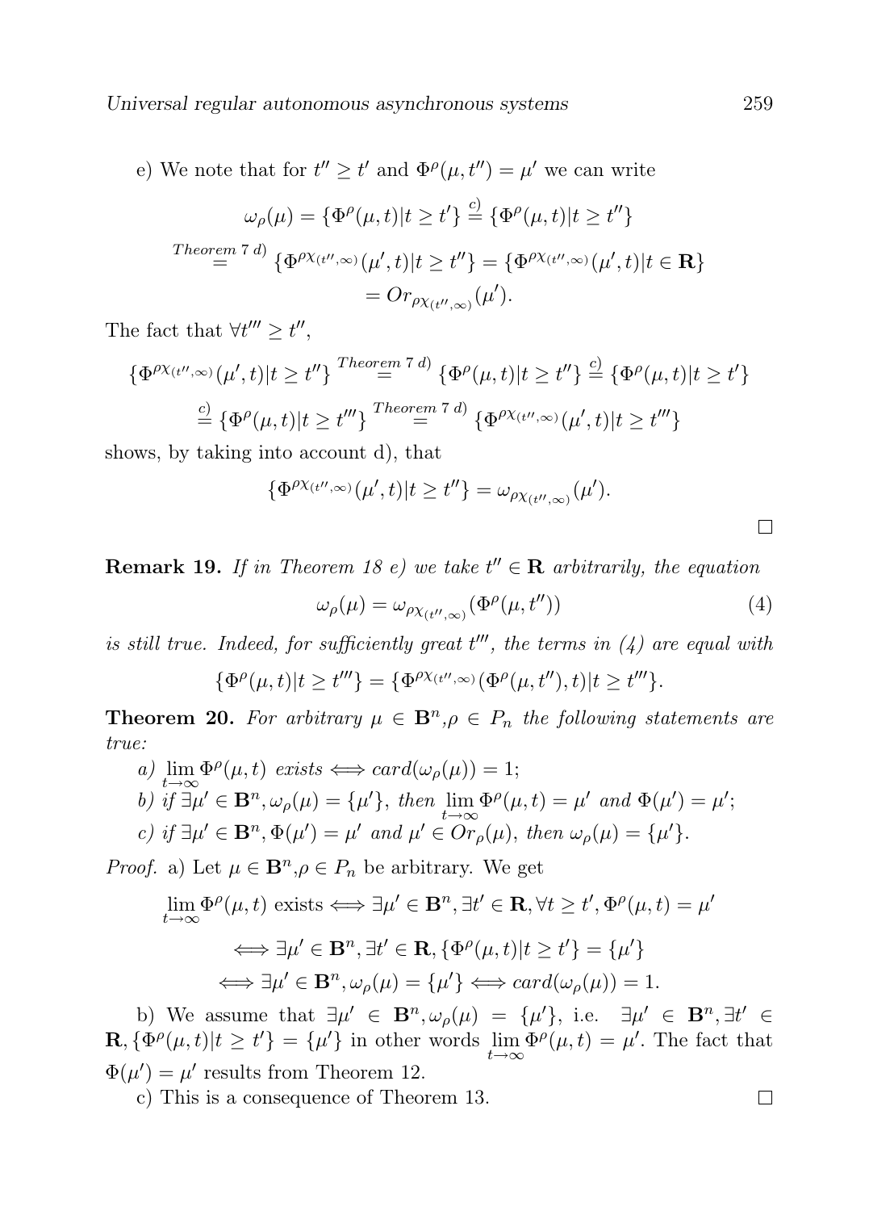e) We note that for $t'' \geq t'$ and $\Phi^{\rho}(\mu, t'') = \mu'$ we can write

$$\omega_{\rho}(\mu) = \{\Phi^{\rho}(\mu, t) | t \geq t'\} \overset{c)}{=} \{\Phi^{\rho}(\mu, t) | t \geq t''\}$$

$$\overset{Theorem\ 7\ d)}{=} \{\Phi^{\rho\chi_{(t'',\infty)}}(\mu', t) | t \geq t''\} = \{\Phi^{\rho\chi_{(t'',\infty)}}(\mu', t) | t \in \mathbf{R}\}$$

$$= Or_{\rho\chi_{(t'',\infty)}}(\mu').$$

The fact that $\forall t''' \geq t''$,

$$\{\Phi^{\rho\chi_{(t'',\infty)}}(\mu', t) | t \geq t''\} \overset{Theorem\ 7\ d)}{=} \{\Phi^{\rho}(\mu, t) | t \geq t''\} \overset{c)}{=} \{\Phi^{\rho}(\mu, t) | t \geq t'\}$$

$$\overset{c)}{=} \{\Phi^{\rho}(\mu, t) | t \geq t'''\} \overset{Theorem\ 7\ d)}{=} \{\Phi^{\rho\chi_{(t'',\infty)}}(\mu', t) | t \geq t'''\}$$

shows, by taking into account d), that

$$\{\Phi^{\rho\chi_{(t'',\infty)}}(\mu', t) | t \geq t''\} = \omega_{\rho\chi_{(t'',\infty)}}(\mu').$$

□

**Remark 19.** *If in Theorem 18 e) we take $t'' \in \mathbf{R}$ arbitrarily, the equation*

$$\omega_{\rho}(\mu) = \omega_{\rho\chi_{(t'',\infty)}}(\Phi^{\rho}(\mu, t'')) \tag{4}$$

*is still true. Indeed, for sufficiently great $t'''$, the terms in (4) are equal with*

$$\{\Phi^{\rho}(\mu, t) | t \geq t'''\} = \{\Phi^{\rho\chi_{(t'',\infty)}}(\Phi^{\rho}(\mu, t''), t) | t \geq t'''\}.$$

**Theorem 20.** *For arbitrary $\mu \in \mathbf{B}^n, \rho \in P_n$ the following statements are true:*

*a) $\lim\limits_{t\to\infty} \Phi^{\rho}(\mu, t)$ exists $\Longleftrightarrow card(\omega_{\rho}(\mu)) = 1$;*

*b) if $\exists \mu' \in \mathbf{B}^n, \omega_{\rho}(\mu) = \{\mu'\}$, then $\lim\limits_{t\to\infty} \Phi^{\rho}(\mu, t) = \mu'$ and $\Phi(\mu') = \mu'$;*

*c) if $\exists \mu' \in \mathbf{B}^n, \Phi(\mu') = \mu'$ and $\mu' \in Or_{\rho}(\mu)$, then $\omega_{\rho}(\mu) = \{\mu'\}$.*

*Proof.* a) Let $\mu \in \mathbf{B}^n, \rho \in P_n$ be arbitrary. We get

$$\lim_{t\to\infty} \Phi^{\rho}(\mu, t) \text{ exists} \Longleftrightarrow \exists \mu' \in \mathbf{B}^n, \exists t' \in \mathbf{R}, \forall t \geq t', \Phi^{\rho}(\mu, t) = \mu'$$

$$\Longleftrightarrow \exists \mu' \in \mathbf{B}^n, \exists t' \in \mathbf{R}, \{\Phi^{\rho}(\mu, t) | t \geq t'\} = \{\mu'\}$$

$$\Longleftrightarrow \exists \mu' \in \mathbf{B}^n, \omega_{\rho}(\mu) = \{\mu'\} \Longleftrightarrow card(\omega_{\rho}(\mu)) = 1.$$

b) We assume that $\exists \mu' \in \mathbf{B}^n, \omega_{\rho}(\mu) = \{\mu'\}$, i.e. $\exists \mu' \in \mathbf{B}^n, \exists t' \in \mathbf{R}, \{\Phi^{\rho}(\mu, t) | t \geq t'\} = \{\mu'\}$ in other words $\lim\limits_{t\to\infty} \Phi^{\rho}(\mu, t) = \mu'$. The fact that $\Phi(\mu') = \mu'$ results from Theorem 12.

c) This is a consequence of Theorem 13. □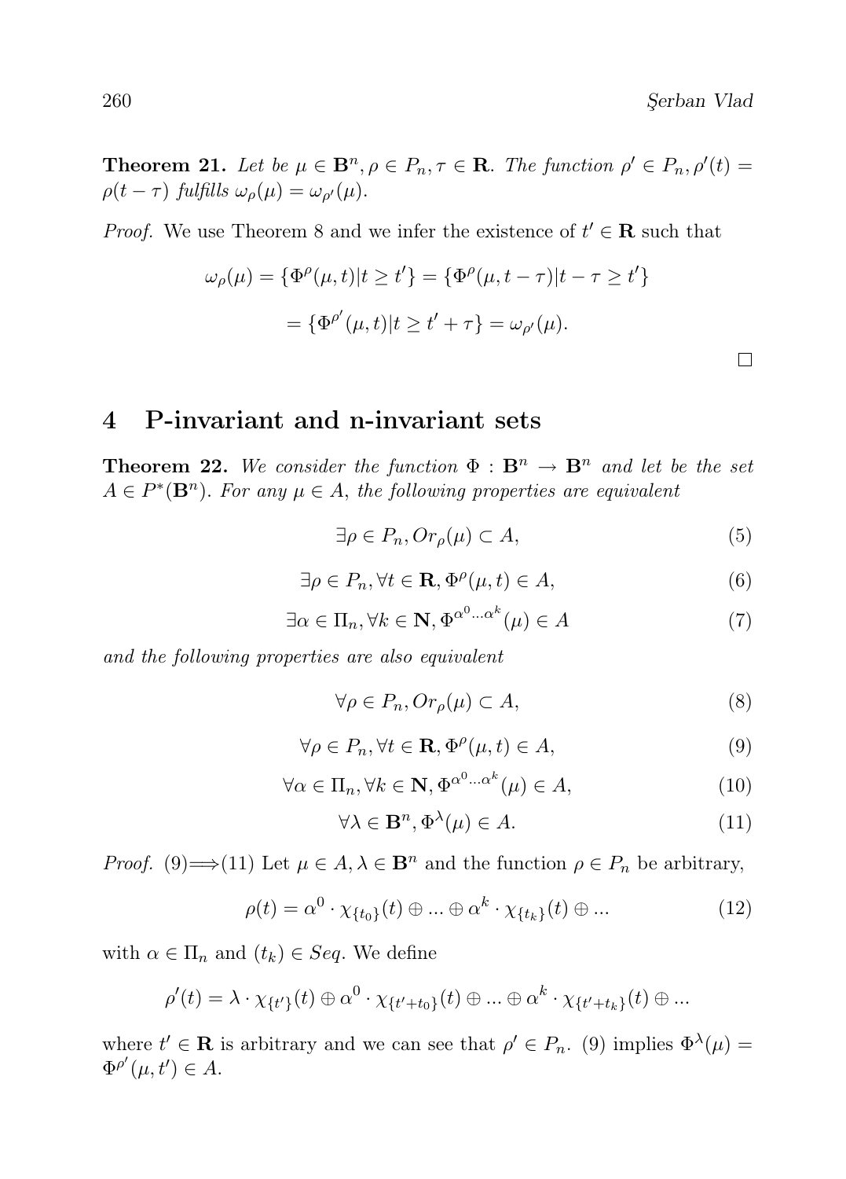**Theorem 21.** *Let be $\mu \in \mathbf{B}^n, \rho \in P_n, \tau \in \mathbf{R}$. The function $\rho' \in P_n, \rho'(t) = \rho(t-\tau)$ fulfills $\omega_\rho(\mu) = \omega_{\rho'}(\mu)$.*

*Proof.* We use Theorem 8 and we infer the existence of $t' \in \mathbf{R}$ such that

$$\omega_\rho(\mu) = \{\Phi^\rho(\mu,t) | t \geq t'\} = \{\Phi^\rho(\mu, t-\tau) | t-\tau \geq t'\}$$

$$= \{\Phi^{\rho'}(\mu,t) | t \geq t'+\tau\} = \omega_{\rho'}(\mu).$$

□

# 4 P-invariant and n-invariant sets

**Theorem 22.** *We consider the function $\Phi : \mathbf{B}^n \to \mathbf{B}^n$ and let be the set $A \in P^*(\mathbf{B}^n)$. For any $\mu \in A$, the following properties are equivalent*

$$\exists \rho \in P_n, Or_\rho(\mu) \subset A, \tag{5}$$

$$\exists \rho \in P_n, \forall t \in \mathbf{R}, \Phi^\rho(\mu,t) \in A, \tag{6}$$

$$\exists \alpha \in \Pi_n, \forall k \in \mathbf{N}, \Phi^{\alpha^0 \ldots \alpha^k}(\mu) \in A \tag{7}$$

*and the following properties are also equivalent*

$$\forall \rho \in P_n, Or_\rho(\mu) \subset A, \tag{8}$$

$$\forall \rho \in P_n, \forall t \in \mathbf{R}, \Phi^\rho(\mu,t) \in A, \tag{9}$$

$$\forall \alpha \in \Pi_n, \forall k \in \mathbf{N}, \Phi^{\alpha^0 \ldots \alpha^k}(\mu) \in A, \tag{10}$$

$$\forall \lambda \in \mathbf{B}^n, \Phi^\lambda(\mu) \in A. \tag{11}$$

*Proof.* (9)$\Longrightarrow$(11) Let $\mu \in A, \lambda \in \mathbf{B}^n$ and the function $\rho \in P_n$ be arbitrary,

$$\rho(t) = \alpha^0 \cdot \chi_{\{t_0\}}(t) \oplus \ldots \oplus \alpha^k \cdot \chi_{\{t_k\}}(t) \oplus \ldots \tag{12}$$

with $\alpha \in \Pi_n$ and $(t_k) \in Seq$. We define

$$\rho'(t) = \lambda \cdot \chi_{\{t'\}}(t) \oplus \alpha^0 \cdot \chi_{\{t'+t_0\}}(t) \oplus \ldots \oplus \alpha^k \cdot \chi_{\{t'+t_k\}}(t) \oplus \ldots$$

where $t' \in \mathbf{R}$ is arbitrary and we can see that $\rho' \in P_n$. (9) implies $\Phi^\lambda(\mu) = \Phi^{\rho'}(\mu, t') \in A$.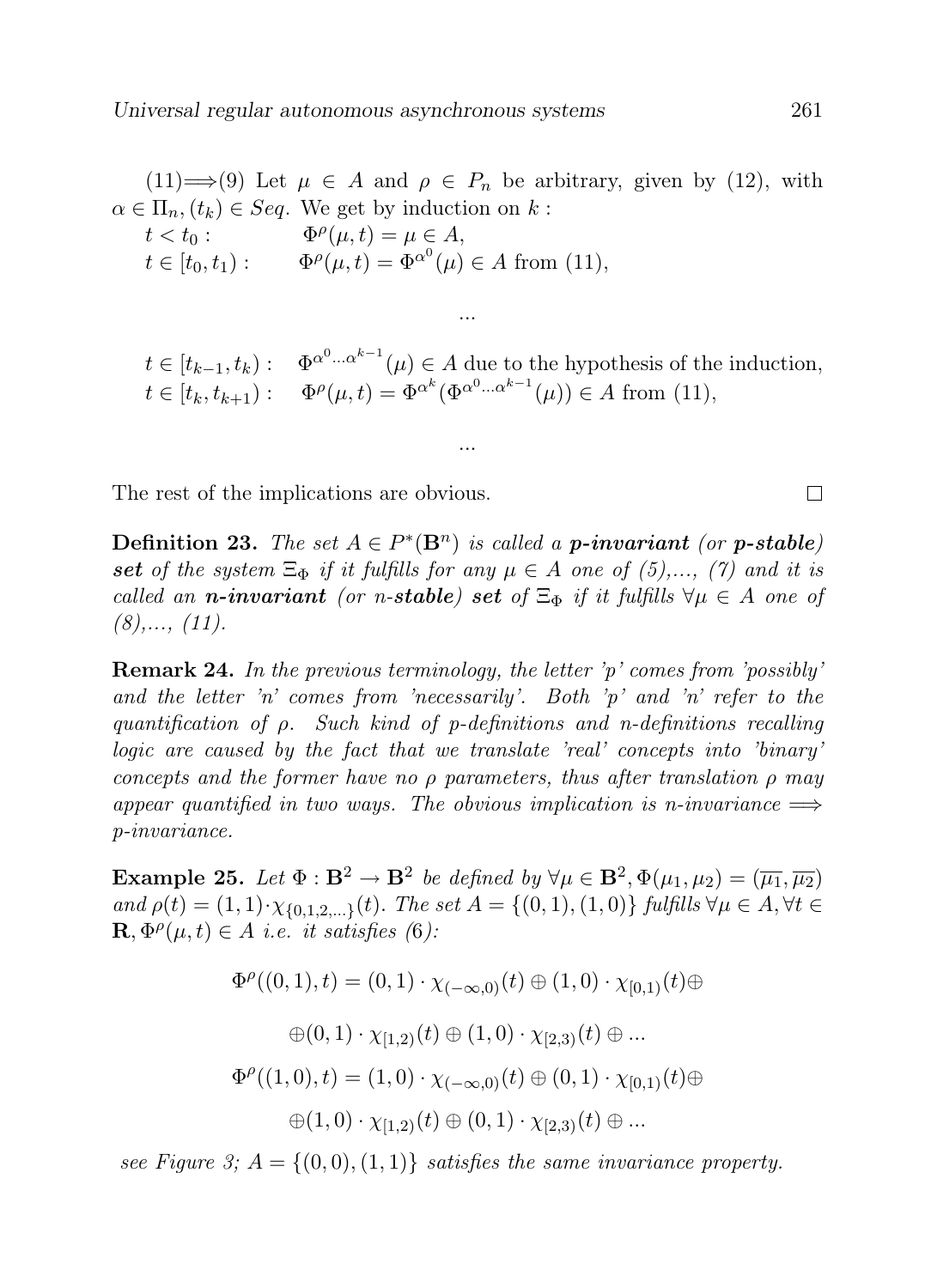(11)$\Longrightarrow$(9) Let $\mu \in A$ and $\rho \in P_n$ be arbitrary, given by (12), with $\alpha \in \Pi_n, (t_k) \in Seq$. We get by induction on $k$ :

$t < t_0 :$ $\quad \Phi^{\rho}(\mu, t) = \mu \in A,$

$t \in [t_0, t_1) :$ $\quad \Phi^{\rho}(\mu, t) = \Phi^{\alpha^0}(\mu) \in A$ from (11),

...

$t \in [t_{k-1}, t_k) :$ $\quad \Phi^{\alpha^0 \dots \alpha^{k-1}}(\mu) \in A$ due to the hypothesis of the induction,

$t \in [t_k, t_{k+1}) :$ $\quad \Phi^{\rho}(\mu, t) = \Phi^{\alpha^k}(\Phi^{\alpha^0 \dots \alpha^{k-1}}(\mu)) \in A$ from (11),

...

The rest of the implications are obvious. $\square$

**Definition 23.** *The set $A \in P^*(\mathbf{B}^n)$ is called a **p-invariant** (or **p-stable**) **set** of the system $\Xi_\Phi$ if it fulfills for any $\mu \in A$ one of (5),..., (7) and it is called an **n-invariant** (or n-**stable**) **set** of $\Xi_\Phi$ if it fulfills $\forall \mu \in A$ one of (8),..., (11).*

**Remark 24.** *In the previous terminology, the letter 'p' comes from 'possibly' and the letter 'n' comes from 'necessarily'. Both 'p' and 'n' refer to the quantification of $\rho$. Such kind of p-definitions and n-definitions recalling logic are caused by the fact that we translate 'real' concepts into 'binary' concepts and the former have no $\rho$ parameters, thus after translation $\rho$ may appear quantified in two ways. The obvious implication is n-invariance $\Longrightarrow$ p-invariance.*

**Example 25.** *Let $\Phi : \mathbf{B}^2 \to \mathbf{B}^2$ be defined by $\forall \mu \in \mathbf{B}^2, \Phi(\mu_1, \mu_2) = (\overline{\mu_1}, \overline{\mu_2})$ and $\rho(t) = (1,1) \cdot \chi_{\{0,1,2,\dots\}}(t)$. The set $A = \{(0,1), (1,0)\}$ fulfills $\forall \mu \in A, \forall t \in \mathbf{R}, \Phi^{\rho}(\mu, t) \in A$ i.e. it satisfies (6):*

$$\Phi^{\rho}((0,1), t) = (0,1) \cdot \chi_{(-\infty,0)}(t) \oplus (1,0) \cdot \chi_{[0,1)}(t) \oplus$$

$$\oplus (0,1) \cdot \chi_{[1,2)}(t) \oplus (1,0) \cdot \chi_{[2,3)}(t) \oplus \dots$$

$$\Phi^{\rho}((1,0), t) = (1,0) \cdot \chi_{(-\infty,0)}(t) \oplus (0,1) \cdot \chi_{[0,1)}(t) \oplus$$

$$\oplus (1,0) \cdot \chi_{[1,2)}(t) \oplus (0,1) \cdot \chi_{[2,3)}(t) \oplus \dots$$

*see Figure 3; $A = \{(0,0), (1,1)\}$ satisfies the same invariance property.*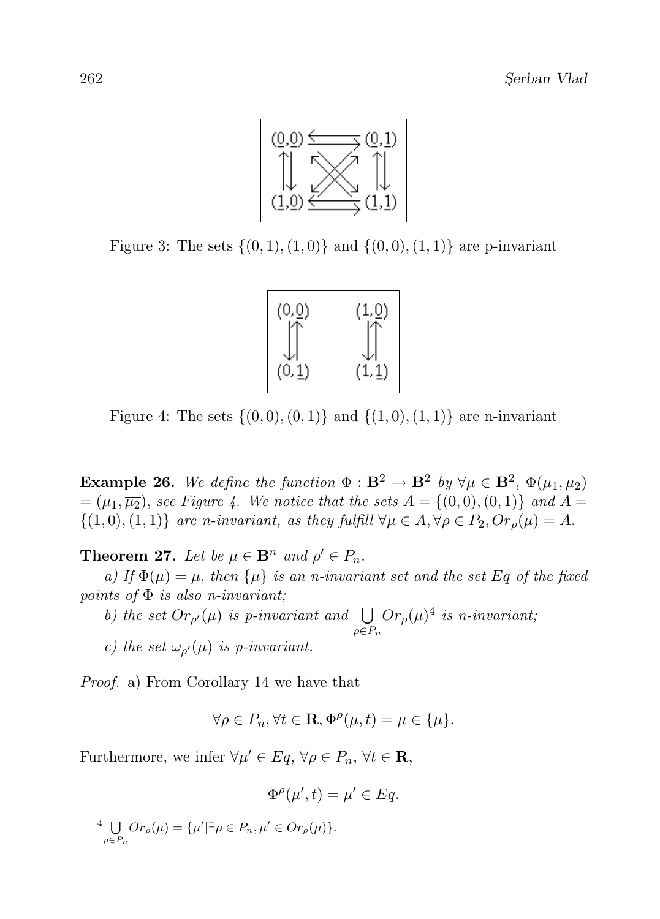Figure 3: The sets $\{(0,1),(1,0)\}$ and $\{(0,0),(1,1)\}$ are p-invariant

Figure 4: The sets $\{(0,0),(0,1)\}$ and $\{(1,0),(1,1)\}$ are n-invariant

**Example 26.** *We define the function* $\Phi : \mathbf{B}^2 \to \mathbf{B}^2$ *by* $\forall \mu \in \mathbf{B}^2$, $\Phi(\mu_1, \mu_2) = (\mu_1, \overline{\mu_2})$*, see Figure 4. We notice that the sets* $A = \{(0,0),(0,1)\}$ *and* $A = \{(1,0),(1,1)\}$ *are n-invariant, as they fulfill* $\forall \mu \in A, \forall \rho \in P_2, Or_\rho(\mu) = A$.

**Theorem 27.** *Let be* $\mu \in \mathbf{B}^n$ *and* $\rho' \in P_n$.

*a) If* $\Phi(\mu) = \mu$*, then* $\{\mu\}$ *is an n-invariant set and the set Eq of the fixed points of* $\Phi$ *is also n-invariant;*

*b) the set* $Or_{\rho'}(\mu)$ *is p-invariant and* $\bigcup_{\rho \in P_n} Or_\rho(\mu)$[4] *is n-invariant;*

*c) the set* $\omega_{\rho'}(\mu)$ *is p-invariant.*

*Proof.* a) From Corollary 14 we have that

$$\forall \rho \in P_n, \forall t \in \mathbf{R}, \Phi^\rho(\mu, t) = \mu \in \{\mu\}.$$

Furthermore, we infer $\forall \mu' \in Eq$, $\forall \rho \in P_n$, $\forall t \in \mathbf{R}$,

$$\Phi^\rho(\mu', t) = \mu' \in Eq.$$

[4] $\bigcup_{\rho \in P_n} Or_\rho(\mu) = \{\mu' | \exists \rho \in P_n, \mu' \in Or_\rho(\mu)\}$.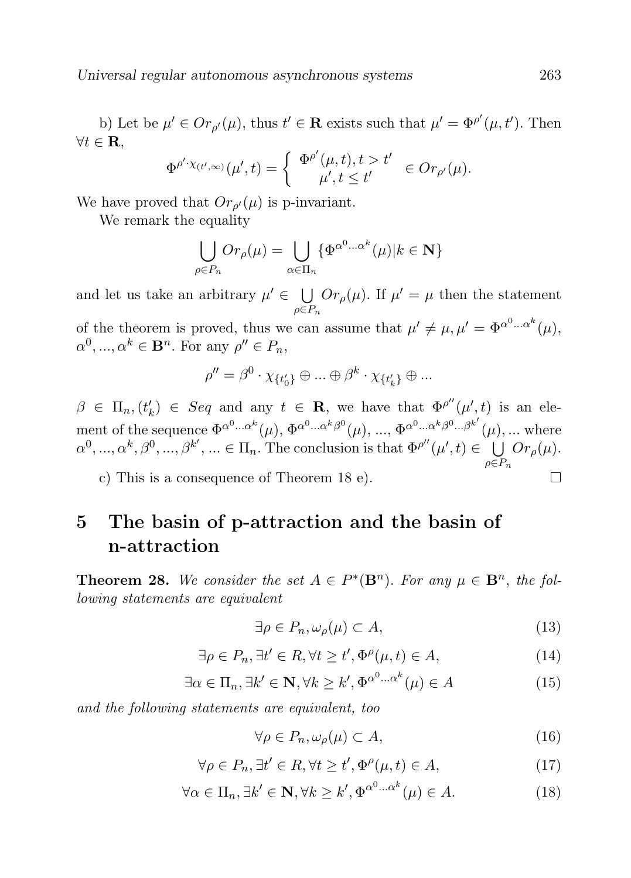b) Let be $\mu' \in Or_{\rho'}(\mu)$, thus $t' \in \mathbf{R}$ exists such that $\mu' = \Phi^{\rho'}(\mu, t')$. Then $\forall t \in \mathbf{R}$,

$$\Phi^{\rho' \cdot \chi_{(t',\infty)}}(\mu', t) = \begin{cases} \Phi^{\rho'}(\mu, t), t > t' \\ \mu', t \le t' \end{cases} \in Or_{\rho'}(\mu).$$

We have proved that $Or_{\rho'}(\mu)$ is p-invariant.

We remark the equality

$$\bigcup_{\rho \in P_n} Or_\rho(\mu) = \bigcup_{\alpha \in \Pi_n} \{\Phi^{\alpha^0 \dots \alpha^k}(\mu) | k \in \mathbf{N}\}$$

and let us take an arbitrary $\mu' \in \bigcup_{\rho \in P_n} Or_\rho(\mu)$. If $\mu' = \mu$ then the statement of the theorem is proved, thus we can assume that $\mu' \neq \mu, \mu' = \Phi^{\alpha^0 \dots \alpha^k}(\mu)$, $\alpha^0, ..., \alpha^k \in \mathbf{B}^n$. For any $\rho'' \in P_n$,

$$\rho'' = \beta^0 \cdot \chi_{\{t'_0\}} \oplus ... \oplus \beta^k \cdot \chi_{\{t'_k\}} \oplus ...$$

$\beta \in \Pi_n, (t'_k) \in Seq$ and any $t \in \mathbf{R}$, we have that $\Phi^{\rho''}(\mu', t)$ is an element of the sequence $\Phi^{\alpha^0 \dots \alpha^k}(\mu)$, $\Phi^{\alpha^0 \dots \alpha^k \beta^0}(\mu)$, ..., $\Phi^{\alpha^0 \dots \alpha^k \beta^0 \dots \beta^{k'}}(\mu)$, ... where $\alpha^0, ..., \alpha^k, \beta^0, ..., \beta^{k'}, ... \in \Pi_n$. The conclusion is that $\Phi^{\rho''}(\mu', t) \in \bigcup_{\rho \in P_n} Or_\rho(\mu)$.

c) This is a consequence of Theorem 18 e). □

## 5 The basin of p-attraction and the basin of n-attraction

**Theorem 28.** *We consider the set $A \in P^*(\mathbf{B}^n)$. For any $\mu \in \mathbf{B}^n$, the following statements are equivalent*

$$\exists \rho \in P_n, \omega_\rho(\mu) \subset A, \tag{13}$$

$$\exists \rho \in P_n, \exists t' \in R, \forall t \ge t', \Phi^\rho(\mu, t) \in A, \tag{14}$$

$$\exists \alpha \in \Pi_n, \exists k' \in \mathbf{N}, \forall k \ge k', \Phi^{\alpha^0 \dots \alpha^k}(\mu) \in A \tag{15}$$

*and the following statements are equivalent, too*

$$\forall \rho \in P_n, \omega_\rho(\mu) \subset A, \tag{16}$$

$$\forall \rho \in P_n, \exists t' \in R, \forall t \ge t', \Phi^\rho(\mu, t) \in A, \tag{17}$$

$$\forall \alpha \in \Pi_n, \exists k' \in \mathbf{N}, \forall k \ge k', \Phi^{\alpha^0 \dots \alpha^k}(\mu) \in A. \tag{18}$$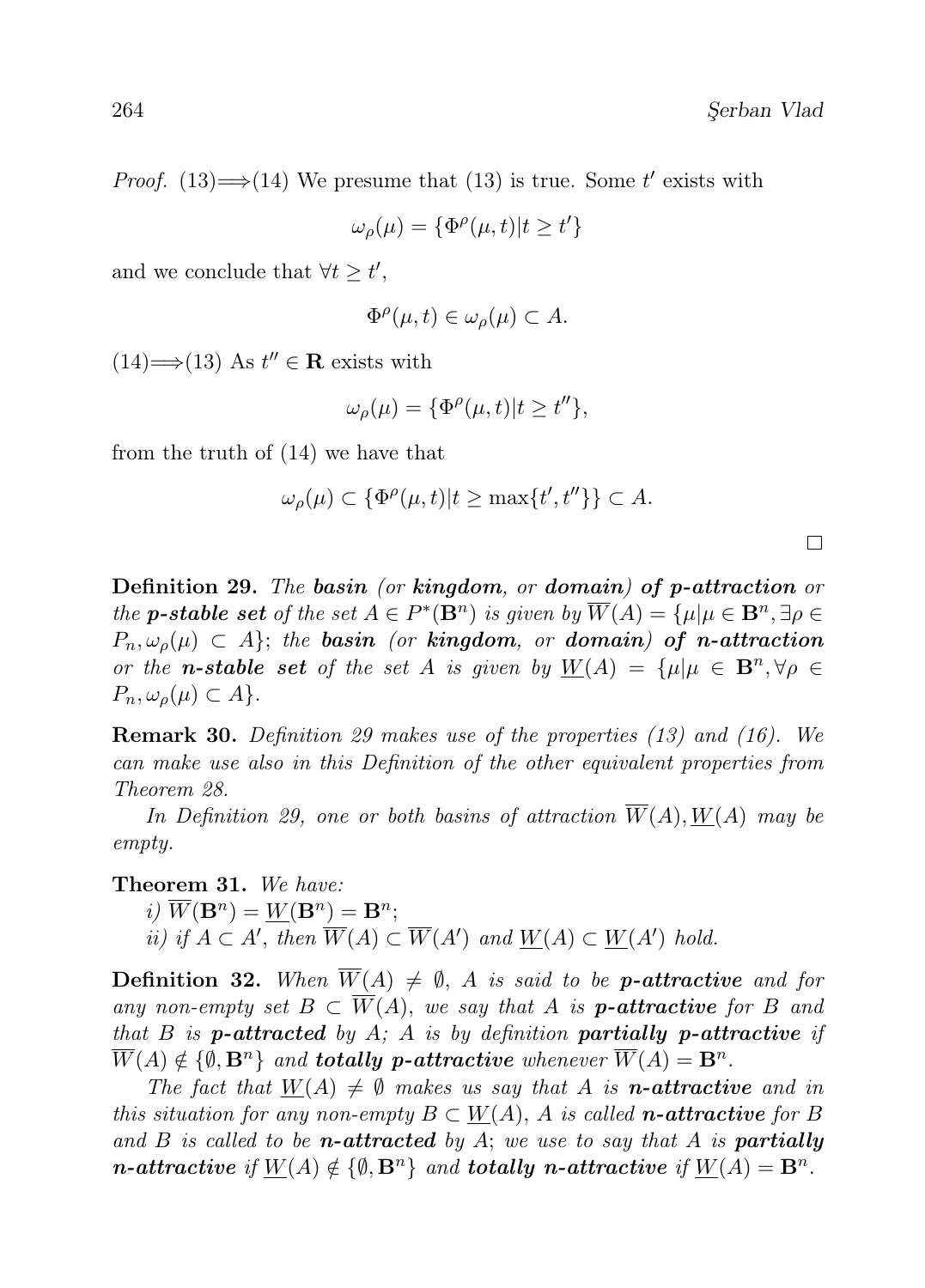*Proof.* (13)$\Longrightarrow$(14) We presume that (13) is true. Some $t'$ exists with

$$\omega_\rho(\mu) = \{\Phi^\rho(\mu, t) | t \geq t'\}$$

and we conclude that $\forall t \geq t'$,

$$\Phi^\rho(\mu, t) \in \omega_\rho(\mu) \subset A.$$

(14)$\Longrightarrow$(13) As $t'' \in \mathbf{R}$ exists with

$$\omega_\rho(\mu) = \{\Phi^\rho(\mu, t) | t \geq t''\},$$

from the truth of (14) we have that

$$\omega_\rho(\mu) \subset \{\Phi^\rho(\mu, t) | t \geq \max\{t', t''\}\} \subset A.$$

$\square$

**Definition 29.** *The* ***basin*** *(or* ***kingdom****, or* ***domain****)* ***of p-attraction*** *or the* ***p-stable set*** *of the set $A \in P^*(\mathbf{B}^n)$ is given by $\overline{W}(A) = \{\mu | \mu \in \mathbf{B}^n, \exists \rho \in P_n, \omega_\rho(\mu) \subset A\}$; the* ***basin*** *(or* ***kingdom****, or* ***domain****)* ***of n-attraction*** *or the* ***n-stable set*** *of the set $A$ is given by $\underline{W}(A) = \{\mu | \mu \in \mathbf{B}^n, \forall \rho \in P_n, \omega_\rho(\mu) \subset A\}$.*

**Remark 30.** *Definition 29 makes use of the properties (13) and (16). We can make use also in this Definition of the other equivalent properties from Theorem 28.*

*In Definition 29, one or both basins of attraction $\overline{W}(A), \underline{W}(A)$ may be empty.*

**Theorem 31.** *We have:*

*i) $\overline{W}(\mathbf{B}^n) = \underline{W}(\mathbf{B}^n) = \mathbf{B}^n$;*

*ii) if $A \subset A'$, then $\overline{W}(A) \subset \overline{W}(A')$ and $\underline{W}(A) \subset \underline{W}(A')$ hold.*

**Definition 32.** *When $\overline{W}(A) \neq \emptyset$, $A$ is said to be* ***p-attractive*** *and for any non-empty set $B \subset \overline{W}(A)$, we say that $A$ is* ***p-attractive*** *for $B$ and that $B$ is* ***p-attracted*** *by $A$; $A$ is by definition* ***partially p-attractive*** *if $\overline{W}(A) \notin \{\emptyset, \mathbf{B}^n\}$ and* ***totally p-attractive*** *whenever $\overline{W}(A) = \mathbf{B}^n$.*

*The fact that $\underline{W}(A) \neq \emptyset$ makes us say that $A$ is* ***n-attractive*** *and in this situation for any non-empty $B \subset \underline{W}(A)$, $A$ is called* ***n-attractive*** *for $B$ and $B$ is called to be* ***n-attracted*** *by $A$; we use to say that $A$ is* ***partially n-attractive*** *if $\underline{W}(A) \notin \{\emptyset, \mathbf{B}^n\}$ and* ***totally n-attractive*** *if $\underline{W}(A) = \mathbf{B}^n$.*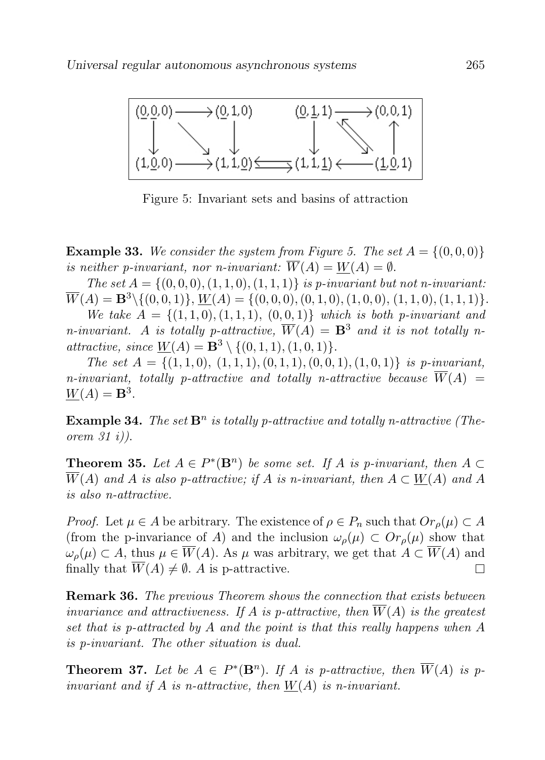Figure 5: Invariant sets and basins of attraction

**Example 33.** *We consider the system from Figure 5. The set $A = \{(0,0,0)\}$ is neither p-invariant, nor n-invariant: $\overline{W}(A) = \underline{W}(A) = \emptyset$.*

*The set $A = \{(0,0,0),(1,1,0),(1,1,1)\}$ is p-invariant but not n-invariant: $\overline{W}(A) = \mathbf{B}^3 \setminus \{(0,0,1)\}$, $\underline{W}(A) = \{(0,0,0),(0,1,0),(1,0,0),(1,1,0),(1,1,1)\}$.*

*We take $A = \{(1,1,0),(1,1,1),\ (0,0,1)\}$ which is both p-invariant and n-invariant. $A$ is totally p-attractive, $\overline{W}(A) = \mathbf{B}^3$ and it is not totally n-attractive, since $\underline{W}(A) = \mathbf{B}^3 \setminus \{(0,1,1),(1,0,1)\}$.*

*The set $A = \{(1,1,0),\ (1,1,1),(0,1,1),(0,0,1),(1,0,1)\}$ is p-invariant, n-invariant, totally p-attractive and totally n-attractive because $\overline{W}(A) = \underline{W}(A) = \mathbf{B}^3$.*

**Example 34.** *The set $\mathbf{B}^n$ is totally p-attractive and totally n-attractive (Theorem 31 i)).*

**Theorem 35.** *Let $A \in P^*(\mathbf{B}^n)$ be some set. If $A$ is p-invariant, then $A \subset \overline{W}(A)$ and $A$ is also p-attractive; if $A$ is n-invariant, then $A \subset \underline{W}(A)$ and $A$ is also n-attractive.*

*Proof.* Let $\mu \in A$ be arbitrary. The existence of $\rho \in P_n$ such that $Or_\rho(\mu) \subset A$ (from the p-invariance of $A$) and the inclusion $\omega_\rho(\mu) \subset Or_\rho(\mu)$ show that $\omega_\rho(\mu) \subset A$, thus $\mu \in \overline{W}(A)$. As $\mu$ was arbitrary, we get that $A \subset \overline{W}(A)$ and finally that $\overline{W}(A) \neq \emptyset$. $A$ is p-attractive. $\square$

**Remark 36.** *The previous Theorem shows the connection that exists between invariance and attractiveness. If $A$ is p-attractive, then $\overline{W}(A)$ is the greatest set that is p-attracted by $A$ and the point is that this really happens when $A$ is p-invariant. The other situation is dual.*

**Theorem 37.** *Let be $A \in P^*(\mathbf{B}^n)$. If $A$ is p-attractive, then $\overline{W}(A)$ is p-invariant and if $A$ is n-attractive, then $\underline{W}(A)$ is n-invariant.*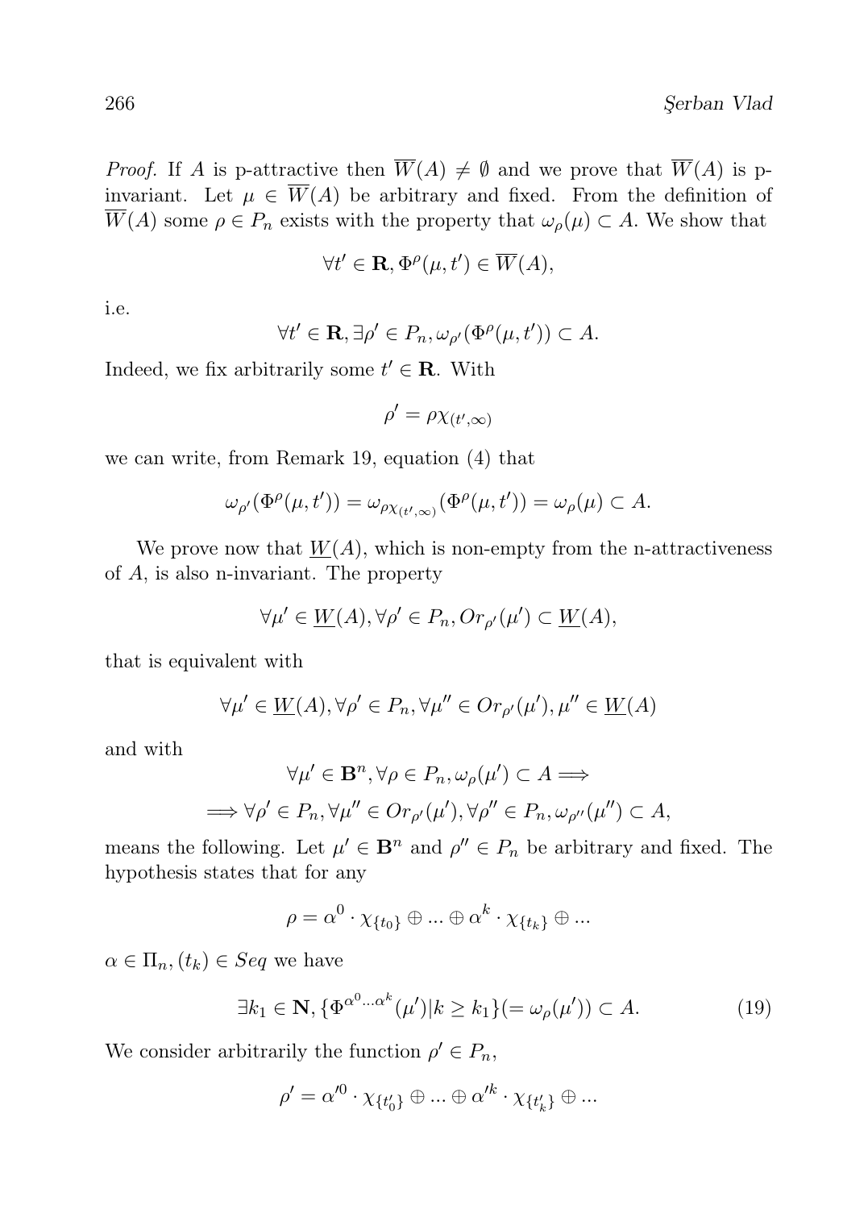*Proof.* If $A$ is p-attractive then $\overline{W}(A) \neq \emptyset$ and we prove that $\overline{W}(A)$ is p-invariant. Let $\mu \in \overline{W}(A)$ be arbitrary and fixed. From the definition of $\overline{W}(A)$ some $\rho \in P_n$ exists with the property that $\omega_\rho(\mu) \subset A$. We show that

$$\forall t' \in \mathbf{R}, \Phi^\rho(\mu, t') \in \overline{W}(A),$$

i.e.

$$\forall t' \in \mathbf{R}, \exists \rho' \in P_n, \omega_{\rho'}(\Phi^\rho(\mu, t')) \subset A.$$

Indeed, we fix arbitrarily some $t' \in \mathbf{R}$. With

$$\rho' = \rho\chi_{(t',\infty)}$$

we can write, from Remark 19, equation (4) that

$$\omega_{\rho'}(\Phi^\rho(\mu, t')) = \omega_{\rho\chi_{(t',\infty)}}(\Phi^\rho(\mu, t')) = \omega_\rho(\mu) \subset A.$$

We prove now that $\underline{W}(A)$, which is non-empty from the n-attractiveness of $A$, is also n-invariant. The property

$$\forall \mu' \in \underline{W}(A), \forall \rho' \in P_n, Or_{\rho'}(\mu') \subset \underline{W}(A),$$

that is equivalent with

$$\forall \mu' \in \underline{W}(A), \forall \rho' \in P_n, \forall \mu'' \in Or_{\rho'}(\mu'), \mu'' \in \underline{W}(A)$$

and with

$$\forall \mu' \in \mathbf{B}^n, \forall \rho \in P_n, \omega_\rho(\mu') \subset A \Longrightarrow$$

$$\Longrightarrow \forall \rho' \in P_n, \forall \mu'' \in Or_{\rho'}(\mu'), \forall \rho'' \in P_n, \omega_{\rho''}(\mu'') \subset A,$$

means the following. Let $\mu' \in \mathbf{B}^n$ and $\rho'' \in P_n$ be arbitrary and fixed. The hypothesis states that for any

$$\rho = \alpha^0 \cdot \chi_{\{t_0\}} \oplus ... \oplus \alpha^k \cdot \chi_{\{t_k\}} \oplus ...$$

$\alpha \in \Pi_n, (t_k) \in Seq$ we have

$$\exists k_1 \in \mathbf{N}, \{\Phi^{\alpha^0 ... \alpha^k}(\mu') | k \geq k_1\} (= \omega_\rho(\mu')) \subset A. \tag{19}$$

We consider arbitrarily the function $\rho' \in P_n$,

$$\rho' = \alpha'^0 \cdot \chi_{\{t'_0\}} \oplus ... \oplus \alpha'^k \cdot \chi_{\{t'_k\}} \oplus ...$$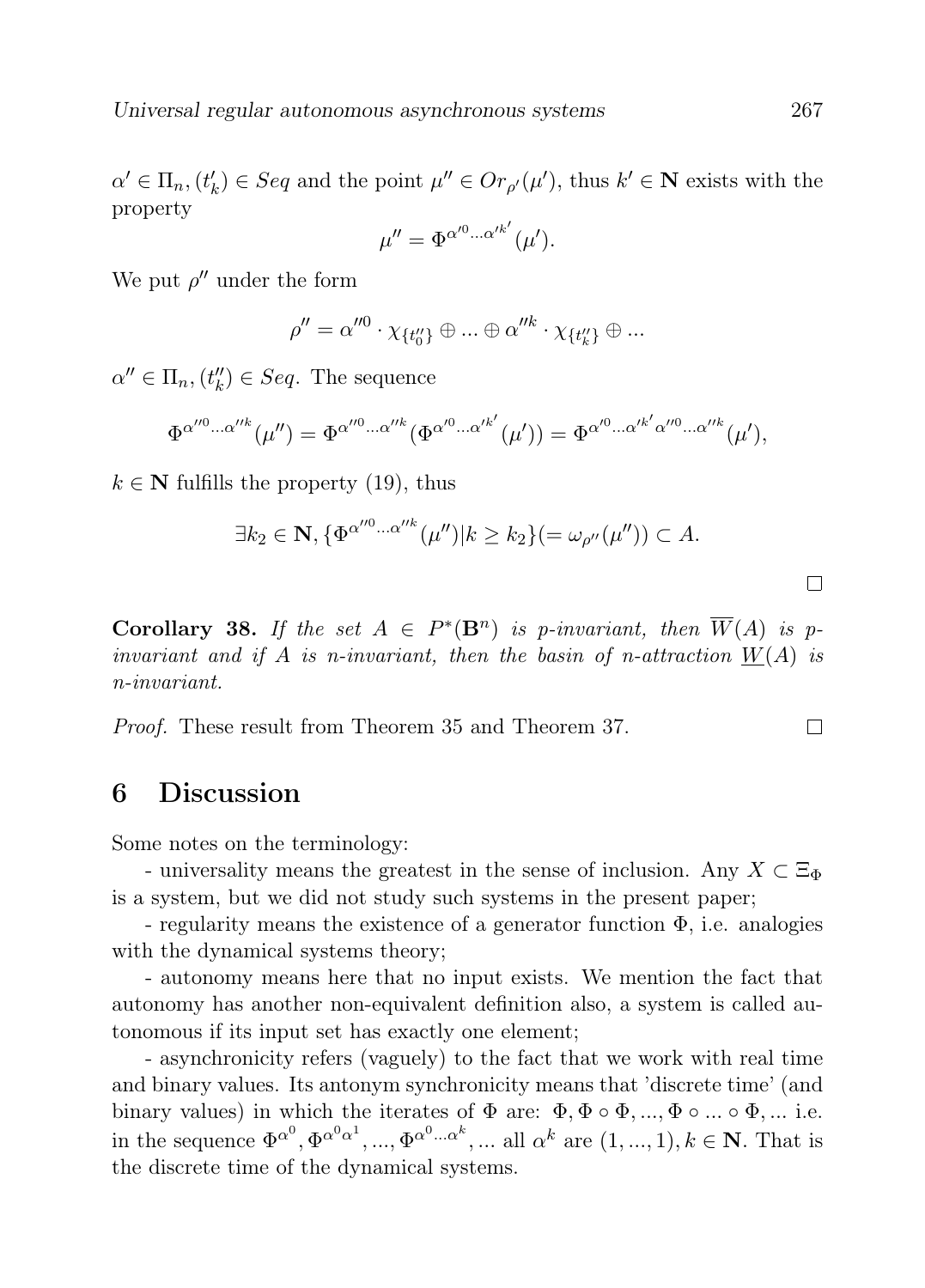$\alpha' \in \Pi_n, (t'_k) \in Seq$ and the point $\mu'' \in Or_{\rho'}(\mu')$, thus $k' \in \mathbf{N}$ exists with the property

$$\mu'' = \Phi^{\alpha'^0 ... \alpha'^{k'}}(\mu').$$

We put $\rho''$ under the form

$$\rho'' = \alpha''^0 \cdot \chi_{\{t''_0\}} \oplus ... \oplus \alpha''^k \cdot \chi_{\{t''_k\}} \oplus ...$$

$\alpha'' \in \Pi_n, (t''_k) \in Seq$. The sequence

$$\Phi^{\alpha''^0 ... \alpha''^k}(\mu'') = \Phi^{\alpha''^0 ... \alpha''^k}(\Phi^{\alpha'^0 ... \alpha'^{k'}}(\mu')) = \Phi^{\alpha'^0 ... \alpha'^{k'} \alpha''^0 ... \alpha''^k}(\mu'),$$

$k \in \mathbf{N}$ fulfills the property (19), thus

$$\exists k_2 \in \mathbf{N}, \{\Phi^{\alpha''^0 ... \alpha''^k}(\mu'') | k \geq k_2\} (= \omega_{\rho''}(\mu'')) \subset A.$$

□

**Corollary 38.** *If the set $A \in P^*(\mathbf{B}^n)$ is p-invariant, then $\overline{W}(A)$ is p-invariant and if $A$ is n-invariant, then the basin of n-attraction $\underline{W}(A)$ is n-invariant.*

*Proof.* These result from Theorem 35 and Theorem 37. □

## 6 Discussion

Some notes on the terminology:

- universality means the greatest in the sense of inclusion. Any $X \subset \Xi_\Phi$ is a system, but we did not study such systems in the present paper;

- regularity means the existence of a generator function $\Phi$, i.e. analogies with the dynamical systems theory;

- autonomy means here that no input exists. We mention the fact that autonomy has another non-equivalent definition also, a system is called autonomous if its input set has exactly one element;

- asynchronicity refers (vaguely) to the fact that we work with real time and binary values. Its antonym synchronicity means that 'discrete time' (and binary values) in which the iterates of $\Phi$ are: $\Phi, \Phi \circ \Phi, ..., \Phi \circ ... \circ \Phi, ...$ i.e. in the sequence $\Phi^{\alpha^0}, \Phi^{\alpha^0 \alpha^1}, ..., \Phi^{\alpha^0 ... \alpha^k}, ...$ all $\alpha^k$ are $(1, ..., 1), k \in \mathbf{N}$. That is the discrete time of the dynamical systems.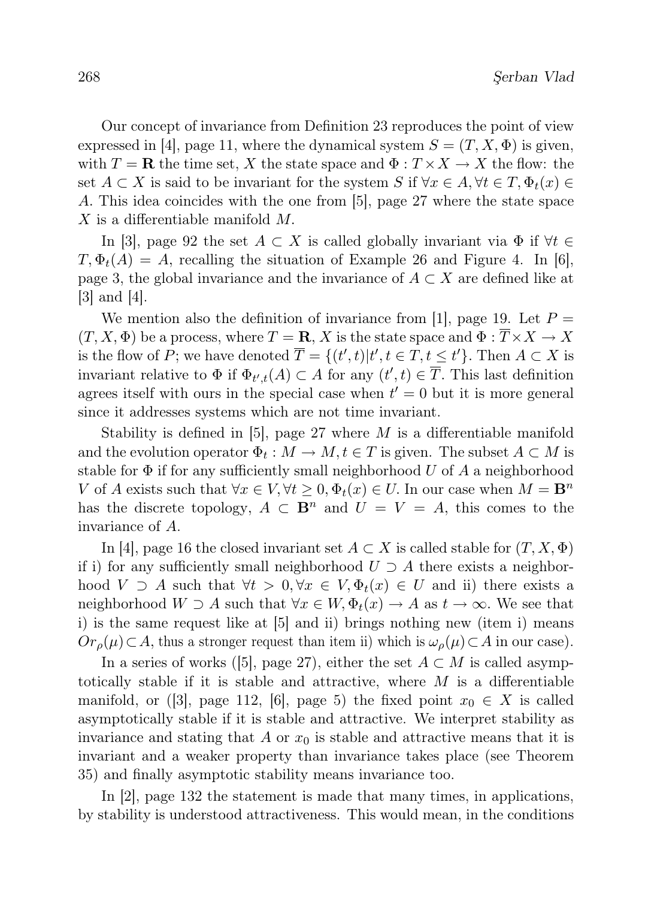Our concept of invariance from Definition 23 reproduces the point of view expressed in [4], page 11, where the dynamical system $S = (T, X, \Phi)$ is given, with $T = \mathbf{R}$ the time set, $X$ the state space and $\Phi : T \times X \to X$ the flow: the set $A \subset X$ is said to be invariant for the system $S$ if $\forall x \in A, \forall t \in T, \Phi_t(x) \in A$. This idea coincides with the one from [5], page 27 where the state space $X$ is a differentiable manifold $M$.

In [3], page 92 the set $A \subset X$ is called globally invariant via $\Phi$ if $\forall t \in T, \Phi_t(A) = A$, recalling the situation of Example 26 and Figure 4. In [6], page 3, the global invariance and the invariance of $A \subset X$ are defined like at [3] and [4].

We mention also the definition of invariance from [1], page 19. Let $P = (T, X, \Phi)$ be a process, where $T = \mathbf{R}$, $X$ is the state space and $\Phi : \overline{T} \times X \to X$ is the flow of $P$; we have denoted $\overline{T} = \{(t', t) | t', t \in T, t \leq t'\}$. Then $A \subset X$ is invariant relative to $\Phi$ if $\Phi_{t',t}(A) \subset A$ for any $(t', t) \in \overline{T}$. This last definition agrees itself with ours in the special case when $t' = 0$ but it is more general since it addresses systems which are not time invariant.

Stability is defined in [5], page 27 where $M$ is a differentiable manifold and the evolution operator $\Phi_t : M \to M, t \in T$ is given. The subset $A \subset M$ is stable for $\Phi$ if for any sufficiently small neighborhood $U$ of $A$ a neighborhood $V$ of $A$ exists such that $\forall x \in V, \forall t \geq 0, \Phi_t(x) \in U$. In our case when $M = \mathbf{B}^n$ has the discrete topology, $A \subset \mathbf{B}^n$ and $U = V = A$, this comes to the invariance of $A$.

In [4], page 16 the closed invariant set $A \subset X$ is called stable for $(T, X, \Phi)$ if i) for any sufficiently small neighborhood $U \supset A$ there exists a neighborhood $V \supset A$ such that $\forall t > 0, \forall x \in V, \Phi_t(x) \in U$ and ii) there exists a neighborhood $W \supset A$ such that $\forall x \in W, \Phi_t(x) \to A$ as $t \to \infty$. We see that i) is the same request like at [5] and ii) brings nothing new (item i) means $Or_\rho(\mu) \subset A$, thus a stronger request than item ii) which is $\omega_\rho(\mu) \subset A$ in our case).

In a series of works ([5], page 27), either the set $A \subset M$ is called asymptotically stable if it is stable and attractive, where $M$ is a differentiable manifold, or ([3], page 112, [6], page 5) the fixed point $x_0 \in X$ is called asymptotically stable if it is stable and attractive. We interpret stability as invariance and stating that $A$ or $x_0$ is stable and attractive means that it is invariant and a weaker property than invariance takes place (see Theorem 35) and finally asymptotic stability means invariance too.

In [2], page 132 the statement is made that many times, in applications, by stability is understood attractiveness. This would mean, in the conditions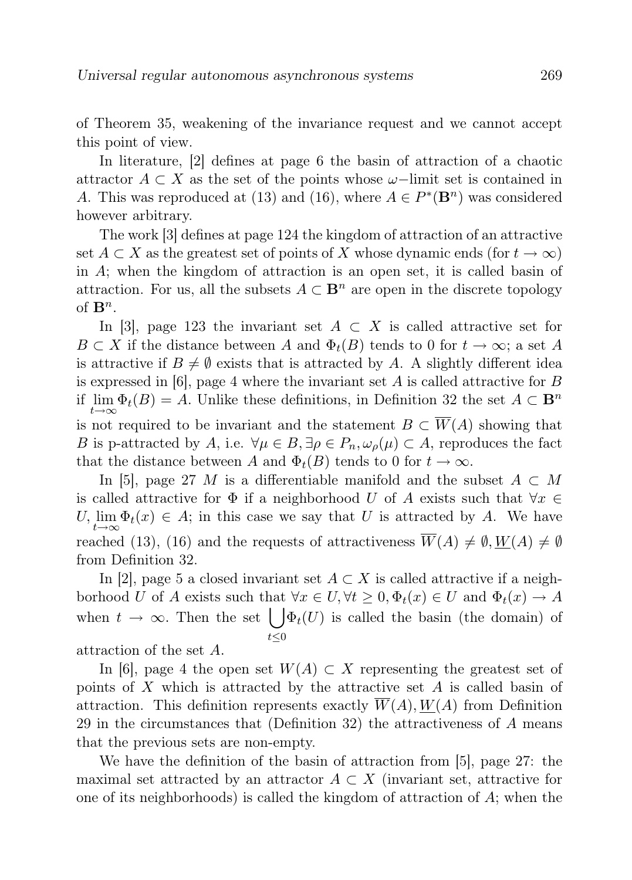of Theorem 35, weakening of the invariance request and we cannot accept this point of view.

In literature, [2] defines at page 6 the basin of attraction of a chaotic attractor $A \subset X$ as the set of the points whose $\omega-$limit set is contained in $A$. This was reproduced at (13) and (16), where $A \in P^*(\mathbf{B}^n)$ was considered however arbitrary.

The work [3] defines at page 124 the kingdom of attraction of an attractive set $A \subset X$ as the greatest set of points of $X$ whose dynamic ends (for $t \to \infty$) in $A$; when the kingdom of attraction is an open set, it is called basin of attraction. For us, all the subsets $A \subset \mathbf{B}^n$ are open in the discrete topology of $\mathbf{B}^n$.

In [3], page 123 the invariant set $A \subset X$ is called attractive set for $B \subset X$ if the distance between $A$ and $\Phi_t(B)$ tends to 0 for $t \to \infty$; a set $A$ is attractive if $B \neq \emptyset$ exists that is attracted by $A$. A slightly different idea is expressed in [6], page 4 where the invariant set $A$ is called attractive for $B$ if $\lim\limits_{t\to\infty} \Phi_t(B) = A$. Unlike these definitions, in Definition 32 the set $A \subset \mathbf{B}^n$ is not required to be invariant and the statement $B \subset \overline{W}(A)$ showing that $B$ is p-attracted by $A$, i.e. $\forall \mu \in B, \exists \rho \in P_n, \omega_\rho(\mu) \subset A$, reproduces the fact that the distance between $A$ and $\Phi_t(B)$ tends to 0 for $t \to \infty$.

In [5], page 27 $M$ is a differentiable manifold and the subset $A \subset M$ is called attractive for $\Phi$ if a neighborhood $U$ of $A$ exists such that $\forall x \in U, \lim\limits_{t\to\infty} \Phi_t(x) \in A$; in this case we say that $U$ is attracted by $A$. We have reached (13), (16) and the requests of attractiveness $\overline{W}(A) \neq \emptyset, \underline{W}(A) \neq \emptyset$ from Definition 32.

In [2], page 5 a closed invariant set $A \subset X$ is called attractive if a neighborhood $U$ of $A$ exists such that $\forall x \in U, \forall t \geq 0, \Phi_t(x) \in U$ and $\Phi_t(x) \to A$ when $t \to \infty$. Then the set $\bigcup\limits_{t \leq 0} \Phi_t(U)$ is called the basin (the domain) of attraction of the set $A$.

In [6], page 4 the open set $W(A) \subset X$ representing the greatest set of points of $X$ which is attracted by the attractive set $A$ is called basin of attraction. This definition represents exactly $\overline{W}(A), \underline{W}(A)$ from Definition 29 in the circumstances that (Definition 32) the attractiveness of $A$ means that the previous sets are non-empty.

We have the definition of the basin of attraction from [5], page 27: the maximal set attracted by an attractor $A \subset X$ (invariant set, attractive for one of its neighborhoods) is called the kingdom of attraction of $A$; when the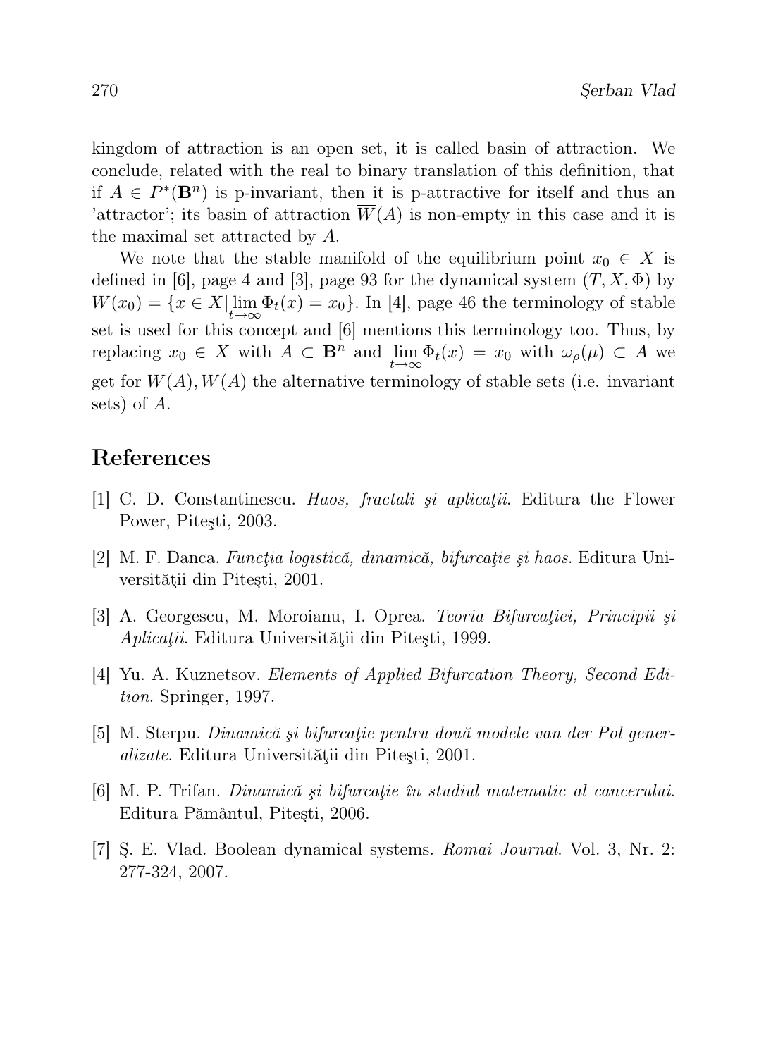kingdom of attraction is an open set, it is called basin of attraction. We conclude, related with the real to binary translation of this definition, that if $A \in P^*(\mathbf{B}^n)$ is p-invariant, then it is p-attractive for itself and thus an 'attractor'; its basin of attraction $\overline{W}(A)$ is non-empty in this case and it is the maximal set attracted by $A$.

We note that the stable manifold of the equilibrium point $x_0 \in X$ is defined in [6], page 4 and [3], page 93 for the dynamical system $(T, X, \Phi)$ by $W(x_0) = \{x \in X | \lim_{t\to\infty} \Phi_t(x) = x_0\}$. In [4], page 46 the terminology of stable set is used for this concept and [6] mentions this terminology too. Thus, by replacing $x_0 \in X$ with $A \subset \mathbf{B}^n$ and $\lim_{t\to\infty} \Phi_t(x) = x_0$ with $\omega_\rho(\mu) \subset A$ we get for $\overline{W}(A), \underline{W}(A)$ the alternative terminology of stable sets (i.e. invariant sets) of $A$.

## References

[1] C. D. Constantinescu. *Haos, fractali şi aplicaţii*. Editura the Flower Power, Piteşti, 2003.

[2] M. F. Danca. *Funcţia logistică, dinamică, bifurcaţie şi haos*. Editura Universităţii din Piteşti, 2001.

[3] A. Georgescu, M. Moroianu, I. Oprea. *Teoria Bifurcaţiei, Principii şi Aplicaţii*. Editura Universităţii din Piteşti, 1999.

[4] Yu. A. Kuznetsov. *Elements of Applied Bifurcation Theory, Second Edition*. Springer, 1997.

[5] M. Sterpu. *Dinamică şi bifurcaţie pentru două modele van der Pol generalizate*. Editura Universităţii din Piteşti, 2001.

[6] M. P. Trifan. *Dinamică şi bifurcaţie în studiul matematic al cancerului*. Editura Pământul, Piteşti, 2006.

[7] Ş. E. Vlad. Boolean dynamical systems. *Romai Journal*. Vol. 3, Nr. 2: 277-324, 2007.